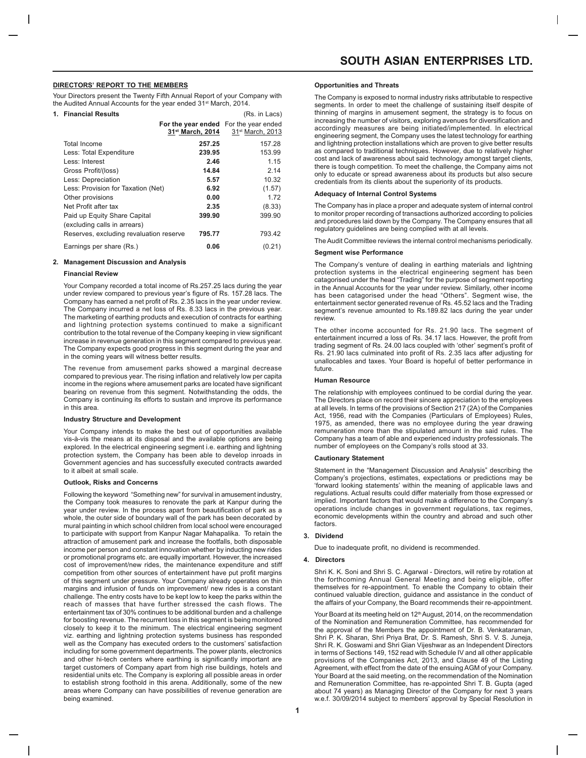## DIRECTORS' REPORT TO THE MEMBERS

Your Directors present the Twenty Fifth Annual Report of your Company with the Audited Annual Accounts for the year ended 31st March, 2014.

### 1. Financial Results

(Rs. in Lacs)

| | For the year ended 31st March, 2014 | For the year ended 31st March, 2013 |
|---|---|---|
| Total Income | **257.25** | 157.28 |
| Less: Total Expenditure | **239.95** | 153.99 |
| Less: Interest | **2.46** | 1.15 |
| Gross Profit/(loss) | **14.84** | 2.14 |
| Less: Depreciation | **5.57** | 10.32 |
| Less: Provision for Taxation (Net) | **6.92** | (1.57) |
| Other provisions | **0.00** | 1.72 |
| Net Profit after tax | **2.35** | (8.33) |
| Paid up Equity Share Capital (excluding calls in arrears) | **399.90** | 399.90 |
| Reserves, excluding revaluation reserve | **795.77** | 793.42 |
| Earnings per share (Rs.) | **0.06** | (0.21) |

### 2. Management Discussion and Analysis

**Financial Review**

Your Company recorded a total income of Rs.257.25 lacs during the year under review compared to previous year's figure of Rs. 157.28 lacs. The Company has earned a net profit of Rs. 2.35 lacs in the year under review. The Company incurred a net loss of Rs. 8.33 lacs in the previous year. The marketing of earthing products and execution of contracts for earthing and lightning protection systems continued to make a significant contribution to the total revenue of the Company keeping in view significant increase in revenue generation in this segment compared to previous year. The Company expects good progress in this segment during the year and in the coming years will witness better results.

The revenue from amusement parks showed a marginal decrease compared to previous year. The rising inflation and relatively low per capita income in the regions where amusement parks are located have significant bearing on revenue from this segment. Notwithstanding the odds, the Company is continuing its efforts to sustain and improve its performance in this area.

**Industry Structure and Development**

Your Company intends to make the best out of opportunities available vis-à-vis the means at its disposal and the available options are being explored. In the electrical engineering segment i.e. earthing and lightning protection system, the Company has been able to develop inroads in Government agencies and has successfully executed contracts awarded to it albeit at small scale.

**Outlook, Risks and Concerns**

Following the keyword "Something new" for survival in amusement industry, the Company took measures to renovate the park at Kanpur during the year under review. In the process apart from beautification of park as a whole, the outer side of boundary wall of the park has been decorated by mural painting in which school children from local school were encouraged to participate with support from Kanpur Nagar Mahapalika. To retain the attraction of amusement park and increase the footfalls, both disposable income per person and constant innovation whether by inducting new rides or promotional programs etc. are equally important. However, the increased cost of improvement/new rides, the maintenance expenditure and stiff competition from other sources of entertainment have put profit margins of this segment under pressure. Your Company already operates on thin margins and infusion of funds on improvement/ new rides is a constant challenge. The entry costs have to be kept low to keep the parks within the reach of masses that have further stressed the cash flows. The entertainment tax of 30% continues to be additional burden and a challenge for boosting revenue. The recurrent loss in this segment is being monitored closely to keep it to the minimum. The electrical engineering segment viz. earthing and lightning protection systems business has responded well as the Company has executed orders to the customers' satisfaction including for some government departments. The power plants, electronics and other hi-tech centers where earthing is significantly important are target customers of Company apart from high rise buildings, hotels and residential units etc. The Company is exploring all possible areas in order to establish strong foothold in this arena. Additionally, some of the new areas where Company can have possibilities of revenue generation are being examined.

**Opportunities and Threats**

The Company is exposed to normal industry risks attributable to respective segments. In order to meet the challenge of sustaining itself despite of thinning of margins in amusement segment, the strategy is to focus on increasing the number of visitors, exploring avenues for diversification and accordingly measures are being initiated/implemented. In electrical engineering segment, the Company uses the latest technology for earthing and lightning protection installations which are proven to give better results as compared to traditional techniques. However, due to relatively higher cost and lack of awareness about said technology amongst target clients, there is tough competition. To meet the challenge, the Company aims not only to educate or spread awareness about its products but also secure credentials from its clients about the superiority of its products.

**Adequacy of Internal Control Systems**

The Company has in place a proper and adequate system of internal control to monitor proper recording of transactions authorized according to policies and procedures laid down by the Company. The Company ensures that all regulatory guidelines are being complied with at all levels.

The Audit Committee reviews the internal control mechanisms periodically.

**Segment wise Performance**

The Company's venture of dealing in earthing materials and lightning protection systems in the electrical engineering segment has been catagorised under the head "Trading" for the purpose of segment reporting in the Annual Accounts for the year under review. Similarly, other income has been catagorised under the head "Others". Segment wise, the entertainment sector generated revenue of Rs. 45.52 lacs and the Trading segment's revenue amounted to Rs.189.82 lacs during the year under review.

The other income accounted for Rs. 21.90 lacs. The segment of entertainment incurred a loss of Rs. 34.17 lacs. However, the profit from trading segment of Rs. 24.00 lacs coupled with 'other' segment's profit of Rs. 21.90 lacs culminated into profit of Rs. 2.35 lacs after adjusting for unallocables and taxes. Your Board is hopeful of better performance in future.

**Human Resource**

The relationship with employees continued to be cordial during the year. The Directors place on record their sincere appreciation to the employees at all levels. In terms of the provisions of Section 217 (2A) of the Companies Act, 1956, read with the Companies (Particulars of Employees) Rules, 1975, as amended, there was no employee during the year drawing remuneration more than the stipulated amount in the said rules. The Company has a team of able and experienced industry professionals. The number of employees on the Company's rolls stood at 33.

**Cautionary Statement**

Statement in the "Management Discussion and Analysis" describing the Company's projections, estimates, expectations or predictions may be 'forward looking statements' within the meaning of applicable laws and regulations. Actual results could differ materially from those expressed or implied. Important factors that would make a difference to the Company's operations include changes in government regulations, tax regimes, economic developments within the country and abroad and such other factors.

### 3. Dividend

Due to inadequate profit, no dividend is recommended.

### 4. Directors

Shri K. K. Soni and Shri S. C. Agarwal - Directors, will retire by rotation at the forthcoming Annual General Meeting and being eligible, offer themselves for re-appointment. To enable the Company to obtain their continued valuable direction, guidance and assistance in the conduct of the affairs of your Company, the Board recommends their re-appointment.

Your Board at its meeting held on 12th August, 2014, on the recommendation of the Nomination and Remuneration Committee, has recommended for the approval of the Members the appointment of Dr. B. Venkataraman, Shri P. K. Sharan, Shri Priya Brat, Dr. S. Ramesh, Shri S. V. S. Juneja, Shri R. K. Goswami and Shri Gian Vijeshwar as an Independent Directors in terms of Sections 149, 152 read with Schedule IV and all other applicable provisions of the Companies Act, 2013, and Clause 49 of the Listing Agreement, with effect from the date of the ensuing AGM of your Company. Your Board at the said meeting, on the recommendation of the Nomination and Remuneration Committee, has re-appointed Shri T. B. Gupta (aged about 74 years) as Managing Director of the Company for next 3 years w.e.f. 30/09/2014 subject to members' approval by Special Resolution in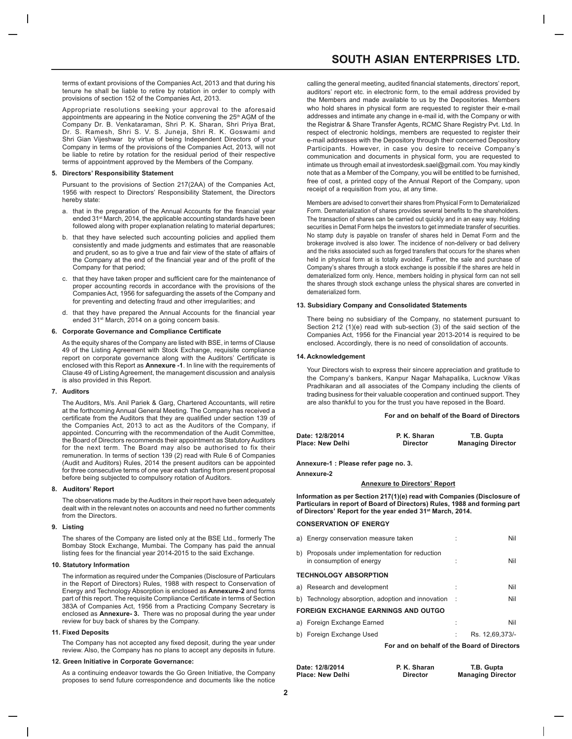terms of extant provisions of the Companies Act, 2013 and that during his tenure he shall be liable to retire by rotation in order to comply with provisions of section 152 of the Companies Act, 2013.

Appropriate resolutions seeking your approval to the aforesaid appointments are appearing in the Notice convening the 25th AGM of the Company Dr. B. Venkataraman, Shri P. K. Sharan, Shri Priya Brat, Dr. S. Ramesh, Shri S. V. S. Juneja, Shri R. K. Goswami and Shri Gian Vijeshwar by virtue of being Independent Directors of your Company in terms of the provisions of the Companies Act, 2013, will not be liable to retire by rotation for the residual period of their respective terms of appointment approved by the Members of the Company.

**5. Directors' Responsibility Statement**

Pursuant to the provisions of Section 217(2AA) of the Companies Act, 1956 with respect to Directors' Responsibility Statement, the Directors hereby state:

a. that in the preparation of the Annual Accounts for the financial year ended 31st March, 2014, the applicable accounting standards have been followed along with proper explanation relating to material departures;

b. that they have selected such accounting policies and applied them consistently and made judgments and estimates that are reasonable and prudent, so as to give a true and fair view of the state of affairs of the Company at the end of the financial year and of the profit of the Company for that period;

c. that they have taken proper and sufficient care for the maintenance of proper accounting records in accordance with the provisions of the Companies Act, 1956 for safeguarding the assets of the Company and for preventing and detecting fraud and other irregularities; and

d. that they have prepared the Annual Accounts for the financial year ended 31st March, 2014 on a going concern basis.

**6. Corporate Governance and Compliance Certificate**

As the equity shares of the Company are listed with BSE, in terms of Clause 49 of the Listing Agreement with Stock Exchange, requisite compliance report on corporate governance along with the Auditors' Certificate is enclosed with this Report as **Annexure -1**. In line with the requirements of Clause 49 of Listing Agreement, the management discussion and analysis is also provided in this Report.

**7. Auditors**

The Auditors, M/s. Anil Pariek & Garg, Chartered Accountants, will retire at the forthcoming Annual General Meeting. The Company has received a certificate from the Auditors that they are qualified under section 139 of the Companies Act, 2013 to act as the Auditors of the Company, if appointed. Concurring with the recommendation of the Audit Committee, the Board of Directors recommends their appointment as Statutory Auditors for the next term. The Board may also be authorised to fix their remuneration. In terms of section 139 (2) read with Rule 6 of Companies (Audit and Auditors) Rules, 2014 the present auditors can be appointed for three consecutive terms of one year each starting from present proposal before being subjected to compulsory rotation of Auditors.

**8. Auditors' Report**

The observations made by the Auditors in their report have been adequately dealt with in the relevant notes on accounts and need no further comments from the Directors.

**9. Listing**

The shares of the Company are listed only at the BSE Ltd., formerly The Bombay Stock Exchange, Mumbai. The Company has paid the annual listing fees for the financial year 2014-2015 to the said Exchange.

**10. Statutory Information**

The information as required under the Companies (Disclosure of Particulars in the Report of Directors) Rules, 1988 with respect to Conservation of Energy and Technology Absorption is enclosed as **Annexure-2** and forms part of this report. The requisite Compliance Certificate in terms of Section 383A of Companies Act, 1956 from a Practicing Company Secretary is enclosed as **Annexure- 3.** There was no proposal during the year under review for buy back of shares by the Company.

**11. Fixed Deposits**

The Company has not accepted any fixed deposit, during the year under review. Also, the Company has no plans to accept any deposits in future.

**12. Green Initiative in Corporate Governance:**

As a continuing endeavor towards the Go Green Initiative, the Company proposes to send future correspondence and documents like the notice calling the general meeting, audited financial statements, directors' report, auditors' report etc. in electronic form, to the email address provided by the Members and made available to us by the Depositories. Members who hold shares in physical form are requested to register their e-mail addresses and intimate any change in e-mail id, with the Company or with the Registrar & Share Transfer Agents, RCMC Share Registry Pvt. Ltd. In respect of electronic holdings, members are requested to register their e-mail addresses with the Depository through their concerned Depository Participants. However, in case you desire to receive Company's communication and documents in physical form, you are requested to intimate us through email at investordesk.sael@gmail.com. You may kindly note that as a Member of the Company, you will be entitled to be furnished, free of cost, a printed copy of the Annual Report of the Company, upon receipt of a requisition from you, at any time.

Members are advised to convert their shares from Physical Form to Dematerialized Form. Dematerialization of shares provides several benefits to the shareholders. The transaction of shares can be carried out quickly and in an easy way. Holding securities in Demat Form helps the investors to get immediate transfer of securities. No stamp duty is payable on transfer of shares held in Demat Form and the brokerage involved is also lower. The incidence of non-delivery or bad delivery and the risks associated such as forged transfers that occurs for the shares when held in physical form at is totally avoided. Further, the sale and purchase of Company's shares through a stock exchange is possible if the shares are held in dematerialized form only. Hence, members holding in physical form can not sell the shares through stock exchange unless the physical shares are converted in dematerialized form.

**13. Subsidiary Company and Consolidated Statements**

There being no subsidiary of the Company, no statement pursuant to Section 212 (1)(e) read with sub-section (3) of the said section of the Companies Act, 1956 for the Financial year 2013-2014 is required to be enclosed. Accordingly, there is no need of consolidation of accounts.

**14. Acknowledgement**

Your Directors wish to express their sincere appreciation and gratitude to the Company's bankers, Kanpur Nagar Mahapalika, Lucknow Vikas Pradhikaran and all associates of the Company including the clients of trading business for their valuable cooperation and continued support. They are also thankful to you for the trust you have reposed in the Board.

**For and on behalf of the Board of Directors**

| Date: 12/8/2014<br>Place: New Delhi | P. K. Sharan<br>Director | T.B. Gupta<br>Managing Director |
|---|---|---|

**Annexure-1 : Please refer page no. 3.**

**Annexure-2**

**Annexure to Directors' Report**

**Information as per Section 217(1)(e) read with Companies (Disclosure of Particulars in report of Board of Directors) Rules, 1988 and forming part of Directors' Report for the year ended 31st March, 2014.**

**CONSERVATION OF ENERGY**

| | | |
|---|---|---|
| a) Energy conservation measure taken | : | Nil |
| b) Proposals under implementation for reduction in consumption of energy | : | Nil |
| **TECHNOLOGY ABSORPTION** | | |
| a) Research and development | : | Nil |
| b) Technology absorption, adoption and innovation | : | Nil |
| **FOREIGN EXCHANGE EARNINGS AND OUTGO** | | |
| a) Foreign Exchange Earned | : | Nil |
| b) Foreign Exchange Used | : | Rs. 12,69,373/- |

**For and on behalf of the Board of Directors**

| Date: 12/8/2014<br>Place: New Delhi | P. K. Sharan<br>Director | T.B. Gupta<br>Managing Director |
|---|---|---|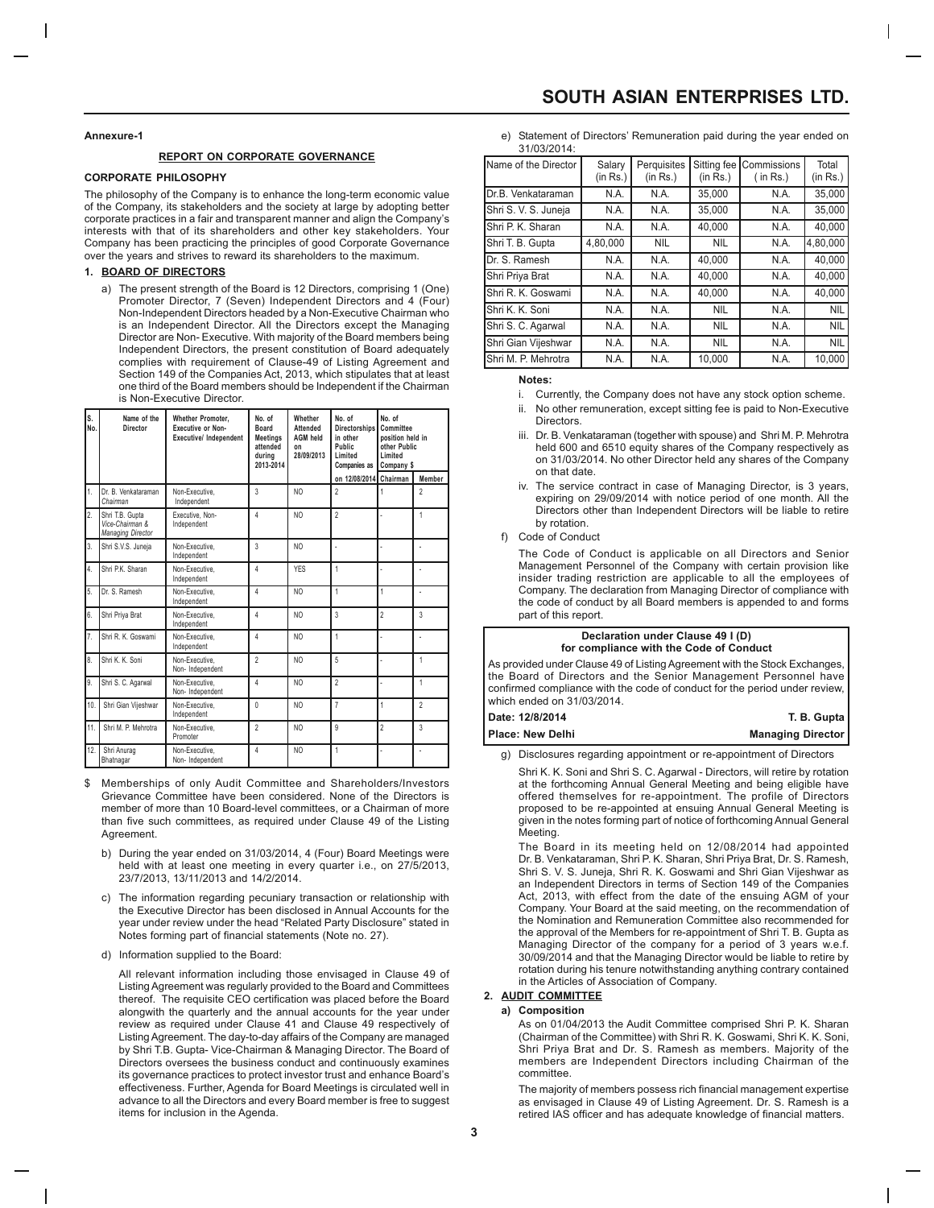Annexure-1

## REPORT ON CORPORATE GOVERNANCE

### CORPORATE PHILOSOPHY

The philosophy of the Company is to enhance the long-term economic value of the Company, its stakeholders and the society at large by adopting better corporate practices in a fair and transparent manner and align the Company's interests with that of its shareholders and other key stakeholders. Your Company has been practicing the principles of good Corporate Governance over the years and strives to reward its shareholders to the maximum.

### 1. BOARD OF DIRECTORS

a) The present strength of the Board is 12 Directors, comprising 1 (One) Promoter Director, 7 (Seven) Independent Directors and 4 (Four) Non-Independent Directors headed by a Non-Executive Chairman who is an Independent Director. All the Directors except the Managing Director are Non- Executive. With majority of the Board members being Independent Directors, the present constitution of Board adequately complies with requirement of Clause-49 of Listing Agreement and Section 149 of the Companies Act, 2013, which stipulates that at least one third of the Board members should be Independent if the Chairman is Non-Executive Director.

| S. No. | Name of the Director | Whether Promoter, Executive or Non-Executive/ Independent | No. of Board Meetings attended during 2013-2014 | Whether Attended AGM held on 28/09/2013 | No. of Directorships in other Public Limited Companies as on 12/08/2014 | No. of Committee position held in other Public Limited Company $ | |
|---|---|---|---|---|---|---|---|
| | | | | | | Chairman | Member |
| 1. | Dr. B. Venkataraman *Chairman* | Non-Executive, Independent | 3 | NO | 2 | 1 | 2 |
| 2. | Shri T.B. Gupta *Vice-Chairman & Managing Director* | Executive, Non-Independent | 4 | NO | 2 | - | 1 |
| 3. | Shri S.V.S. Juneja | Non-Executive, Independent | 3 | NO | - | - | - |
| 4. | Shri P.K. Sharan | Non-Executive, Independent | 4 | YES | 1 | - | - |
| 5. | Dr. S. Ramesh | Non-Executive, Independent | 4 | NO | 1 | 1 | - |
| 6. | Shri Priya Brat | Non-Executive, Independent | 4 | NO | 3 | 2 | 3 |
| 7. | Shri R. K. Goswami | Non-Executive, Independent | 4 | NO | 1 | - | - |
| 8. | Shri K. K. Soni | Non-Executive, Non- Independent | 2 | NO | 5 | - | 1 |
| 9. | Shri S. C. Agarwal | Non-Executive, Non- Independent | 4 | NO | 2 | - | 1 |
| 10. | Shri Gian Vijeshwar | Non-Executive, Independent | 0 | NO | 7 | 1 | 2 |
| 11. | Shri M. P. Mehrotra | Non-Executive, Promoter | 2 | NO | 9 | 2 | 3 |
| 12. | Shri Anurag Bhatnagar | Non-Executive, Non- Independent | 4 | NO | 1 | - | - |

$ Memberships of only Audit Committee and Shareholders/Investors Grievance Committee have been considered. None of the Directors is member of more than 10 Board-level committees, or a Chairman of more than five such committees, as required under Clause 49 of the Listing Agreement.

b) During the year ended on 31/03/2014, 4 (Four) Board Meetings were held with at least one meeting in every quarter i.e., on 27/5/2013, 23/7/2013, 13/11/2013 and 14/2/2014.

c) The information regarding pecuniary transaction or relationship with the Executive Director has been disclosed in Annual Accounts for the year under review under the head "Related Party Disclosure" stated in Notes forming part of financial statements (Note no. 27).

d) Information supplied to the Board:

All relevant information including those envisaged in Clause 49 of Listing Agreement was regularly provided to the Board and Committees thereof. The requisite CEO certification was placed before the Board alongwith the quarterly and the annual accounts for the year under review as required under Clause 41 and Clause 49 respectively of Listing Agreement. The day-to-day affairs of the Company are managed by Shri T.B. Gupta- Vice-Chairman & Managing Director. The Board of Directors oversees the business conduct and continuously examines its governance practices to protect investor trust and enhance Board's effectiveness. Further, Agenda for Board Meetings is circulated well in advance to all the Directors and every Board member is free to suggest items for inclusion in the Agenda.

e) Statement of Directors' Remuneration paid during the year ended on 31/03/2014:

| Name of the Director | Salary (in Rs.) | Perquisites (in Rs.) | Sitting fee (in Rs.) | Commissions ( in Rs.) | Total (in Rs.) |
|---|---|---|---|---|---|
| Dr.B. Venkataraman | N.A. | N.A. | 35,000 | N.A. | 35,000 |
| Shri S. V. S. Juneja | N.A. | N.A. | 35,000 | N.A. | 35,000 |
| Shri P. K. Sharan | N.A. | N.A. | 40,000 | N.A. | 40,000 |
| Shri T. B. Gupta | 4,80,000 | NIL | NIL | N.A. | 4,80,000 |
| Dr. S. Ramesh | N.A. | N.A. | 40,000 | N.A. | 40,000 |
| Shri Priya Brat | N.A. | N.A. | 40,000 | N.A. | 40,000 |
| Shri R. K. Goswami | N.A. | N.A. | 40,000 | N.A. | 40,000 |
| Shri K. K. Soni | N.A. | N.A. | NIL | N.A. | NIL |
| Shri S. C. Agarwal | N.A. | N.A. | NIL | N.A. | NIL |
| Shri Gian Vijeshwar | N.A. | N.A. | NIL | N.A. | NIL |
| Shri M. P. Mehrotra | N.A. | N.A. | 10,000 | N.A. | 10,000 |

**Notes:**

i. Currently, the Company does not have any stock option scheme.

ii. No other remuneration, except sitting fee is paid to Non-Executive Directors.

iii. Dr. B. Venkataraman (together with spouse) and Shri M. P. Mehrotra held 600 and 6510 equity shares of the Company respectively as on 31/03/2014. No other Director held any shares of the Company on that date.

iv. The service contract in case of Managing Director, is 3 years, expiring on 29/09/2014 with notice period of one month. All the Directors other than Independent Directors will be liable to retire by rotation.

f) Code of Conduct

The Code of Conduct is applicable on all Directors and Senior Management Personnel of the Company with certain provision like insider trading restriction are applicable to all the employees of Company. The declaration from Managing Director of compliance with the code of conduct by all Board members is appended to and forms part of this report.

**Declaration under Clause 49 I (D) for compliance with the Code of Conduct**

As provided under Clause 49 of Listing Agreement with the Stock Exchanges, the Board of Directors and the Senior Management Personnel have confirmed compliance with the code of conduct for the period under review, which ended on 31/03/2014.

**Date: 12/8/2014** **T. B. Gupta**
**Place: New Delhi** **Managing Director**

g) Disclosures regarding appointment or re-appointment of Directors

Shri K. K. Soni and Shri S. C. Agarwal - Directors, will retire by rotation at the forthcoming Annual General Meeting and being eligible have offered themselves for re-appointment. The profile of Directors proposed to be re-appointed at ensuing Annual General Meeting is given in the notes forming part of notice of forthcoming Annual General Meeting.

The Board in its meeting held on 12/08/2014 had appointed Dr. B. Venkataraman, Shri P. K. Sharan, Shri Priya Brat, Dr. S. Ramesh, Shri S. V. S. Juneja, Shri R. K. Goswami and Shri Gian Vijeshwar as an Independent Directors in terms of Section 149 of the Companies Act, 2013, with effect from the date of the ensuing AGM of your Company. Your Board at the said meeting, on the recommendation of the Nomination and Remuneration Committee also recommended for the approval of the Members for re-appointment of Shri T. B. Gupta as Managing Director of the company for a period of 3 years w.e.f. 30/09/2014 and that the Managing Director would be liable to retire by rotation during his tenure notwithstanding anything contrary contained in the Articles of Association of Company.

### 2. AUDIT COMMITTEE

**a) Composition**

As on 01/04/2013 the Audit Committee comprised Shri P. K. Sharan (Chairman of the Committee) with Shri R. K. Goswami, Shri K. K. Soni, Shri Priya Brat and Dr. S. Ramesh as members. Majority of the members are Independent Directors including Chairman of the committee.

The majority of members possess rich financial management expertise as envisaged in Clause 49 of Listing Agreement. Dr. S. Ramesh is a retired IAS officer and has adequate knowledge of financial matters.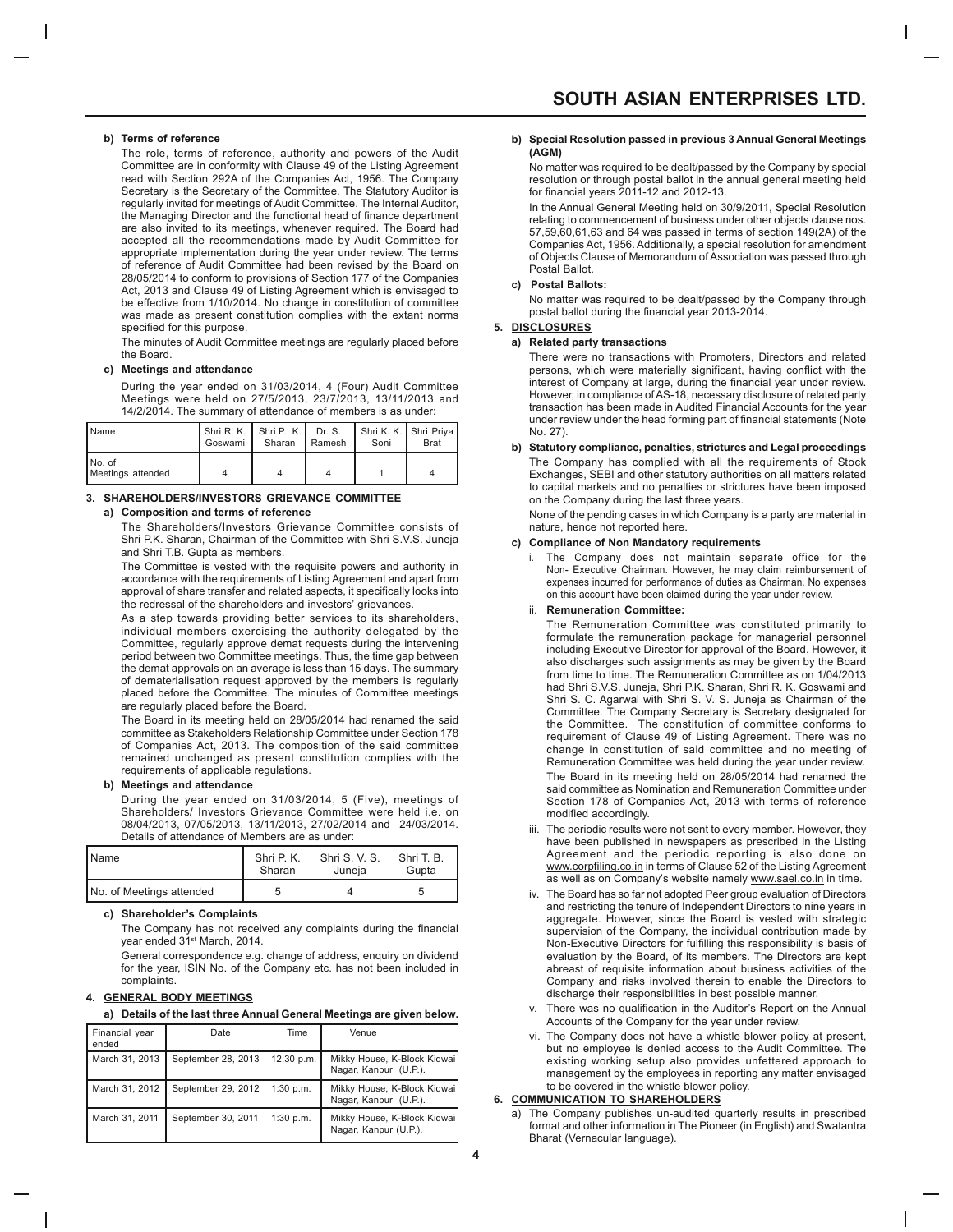#### b) Terms of reference

The role, terms of reference, authority and powers of the Audit Committee are in conformity with Clause 49 of the Listing Agreement read with Section 292A of the Companies Act, 1956. The Company Secretary is the Secretary of the Committee. The Statutory Auditor is regularly invited for meetings of Audit Committee. The Internal Auditor, the Managing Director and the functional head of finance department are also invited to its meetings, whenever required. The Board had accepted all the recommendations made by Audit Committee for appropriate implementation during the year under review. The terms of reference of Audit Committee had been revised by the Board on 28/05/2014 to conform to provisions of Section 177 of the Companies Act, 2013 and Clause 49 of Listing Agreement which is envisaged to be effective from 1/10/2014. No change in constitution of committee was made as present constitution complies with the extant norms specified for this purpose.

The minutes of Audit Committee meetings are regularly placed before the Board.

#### c) Meetings and attendance

During the year ended on 31/03/2014, 4 (Four) Audit Committee Meetings were held on 27/5/2013, 23/7/2013, 13/11/2013 and 14/2/2014. The summary of attendance of members is as under:

| Name | Shri R. K. Goswami | Shri P. K. Sharan | Dr. S. Ramesh | Shri K. K. Soni | Shri Priya Brat |
|---|---|---|---|---|---|
| No. of Meetings attended | 4 | 4 | 4 | 1 | 4 |

### 3. SHAREHOLDERS/INVESTORS GRIEVANCE COMMITTEE

#### a) Composition and terms of reference

The Shareholders/Investors Grievance Committee consists of Shri P.K. Sharan, Chairman of the Committee with Shri S.V.S. Juneja and Shri T.B. Gupta as members.

The Committee is vested with the requisite powers and authority in accordance with the requirements of Listing Agreement and apart from approval of share transfer and related aspects, it specifically looks into the redressal of the shareholders and investors' grievances.

As a step towards providing better services to its shareholders, individual members exercising the authority delegated by the Committee, regularly approve demat requests during the intervening period between two Committee meetings. Thus, the time gap between the demat approvals on an average is less than 15 days. The summary of dematerialisation request approved by the members is regularly placed before the Committee. The minutes of Committee meetings are regularly placed before the Board.

The Board in its meeting held on 28/05/2014 had renamed the said committee as Stakeholders Relationship Committee under Section 178 of Companies Act, 2013. The composition of the said committee remained unchanged as present constitution complies with the requirements of applicable regulations.

#### b) Meetings and attendance

During the year ended on 31/03/2014, 5 (Five), meetings of Shareholders/ Investors Grievance Committee were held i.e. on 08/04/2013, 07/05/2013, 13/11/2013, 27/02/2014 and 24/03/2014. Details of attendance of Members are as under:

| Name | Shri P. K. Sharan | Shri S. V. S. Juneja | Shri T. B. Gupta |
|---|---|---|---|
| No. of Meetings attended | 5 | 4 | 5 |

#### c) Shareholder's Complaints

The Company has not received any complaints during the financial year ended 31st March, 2014.

General correspondence e.g. change of address, enquiry on dividend for the year, ISIN No. of the Company etc. has not been included in complaints.

### 4. GENERAL BODY MEETINGS

#### a) Details of the last three Annual General Meetings are given below.

| Financial year ended | Date | Time | Venue |
|---|---|---|---|
| March 31, 2013 | September 28, 2013 | 12:30 p.m. | Mikky House, K-Block Kidwai Nagar, Kanpur (U.P.). |
| March 31, 2012 | September 29, 2012 | 1:30 p.m. | Mikky House, K-Block Kidwai Nagar, Kanpur (U.P.). |
| March 31, 2011 | September 30, 2011 | 1:30 p.m. | Mikky House, K-Block Kidwai Nagar, Kanpur (U.P.). |

#### b) Special Resolution passed in previous 3 Annual General Meetings (AGM)

No matter was required to be dealt/passed by the Company by special resolution or through postal ballot in the annual general meeting held for financial years 2011-12 and 2012-13.

In the Annual General Meeting held on 30/9/2011, Special Resolution relating to commencement of business under other objects clause nos. 57,59,60,61,63 and 64 was passed in terms of section 149(2A) of the Companies Act, 1956. Additionally, a special resolution for amendment of Objects Clause of Memorandum of Association was passed through Postal Ballot.

#### c) Postal Ballots:

No matter was required to be dealt/passed by the Company through postal ballot during the financial year 2013-2014.

### 5. DISCLOSURES

#### a) Related party transactions

There were no transactions with Promoters, Directors and related persons, which were materially significant, having conflict with the interest of Company at large, during the financial year under review. However, in compliance of AS-18, necessary disclosure of related party transaction has been made in Audited Financial Accounts for the year under review under the head forming part of financial statements (Note No. 27).

#### b) Statutory compliance, penalties, strictures and Legal proceedings

The Company has complied with all the requirements of Stock Exchanges, SEBI and other statutory authorities on all matters related to capital markets and no penalties or strictures have been imposed on the Company during the last three years.

None of the pending cases in which Company is a party are material in nature, hence not reported here.

#### c) Compliance of Non Mandatory requirements

i. The Company does not maintain separate office for the Non- Executive Chairman. However, he may claim reimbursement of expenses incurred for performance of duties as Chairman. No expenses on this account have been claimed during the year under review.

ii. **Remuneration Committee:**

The Remuneration Committee was constituted primarily to formulate the remuneration package for managerial personnel including Executive Director for approval of the Board. However, it also discharges such assignments as may be given by the Board from time to time. The Remuneration Committee as on 1/04/2013 had Shri S.V.S. Juneja, Shri P.K. Sharan, Shri R. K. Goswami and Shri S. C. Agarwal with Shri S. V. S. Juneja as Chairman of the Committee. The Company Secretary is Secretary designated for the Committee. The constitution of committee conforms to requirement of Clause 49 of Listing Agreement. There was no change in constitution of said committee and no meeting of Remuneration Committee was held during the year under review.

The Board in its meeting held on 28/05/2014 had renamed the said committee as Nomination and Remuneration Committee under Section 178 of Companies Act, 2013 with terms of reference modified accordingly.

iii. The periodic results were not sent to every member. However, they have been published in newspapers as prescribed in the Listing Agreement and the periodic reporting is also done on www.corpfiling.co.in in terms of Clause 52 of the Listing Agreement as well as on Company's website namely www.sael.co.in in time.

iv. The Board has so far not adopted Peer group evaluation of Directors and restricting the tenure of Independent Directors to nine years in aggregate. However, since the Board is vested with strategic supervision of the Company, the individual contribution made by Non-Executive Directors for fulfilling this responsibility is basis of evaluation by the Board, of its members. The Directors are kept abreast of requisite information about business activities of the Company and risks involved therein to enable the Directors to discharge their responsibilities in best possible manner.

v. There was no qualification in the Auditor's Report on the Annual Accounts of the Company for the year under review.

vi. The Company does not have a whistle blower policy at present, but no employee is denied access to the Audit Committee. The existing working setup also provides unfettered approach to management by the employees in reporting any matter envisaged to be covered in the whistle blower policy.

### 6. COMMUNICATION TO SHAREHOLDERS

a) The Company publishes un-audited quarterly results in prescribed format and other information in The Pioneer (in English) and Swatantra Bharat (Vernacular language).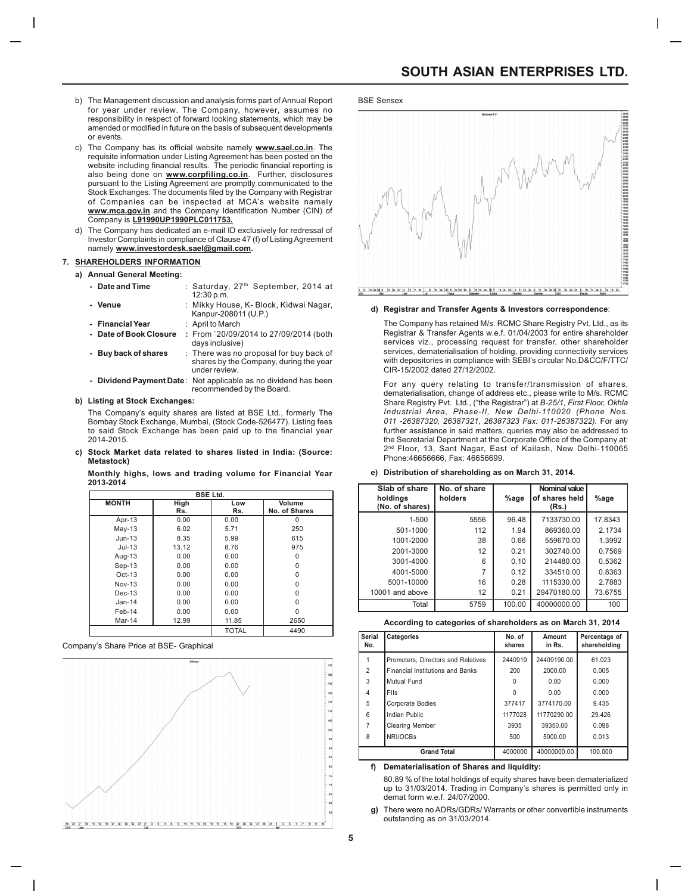b) The Management discussion and analysis forms part of Annual Report for year under review. The Company, however, assumes no responsibility in respect of forward looking statements, which may be amended or modified in future on the basis of subsequent developments or events.

c) The Company has its official website namely **www.sael.co.in**. The requisite information under Listing Agreement has been posted on the website including financial results. The periodic financial reporting is also being done on **www.corpfiling.co.in**. Further, disclosures pursuant to the Listing Agreement are promptly communicated to the Stock Exchanges. The documents filed by the Company with Registrar of Companies can be inspected at MCA's website namely **www.mca.gov.in** and the Company Identification Number (CIN) of Company is **L91990UP1990PLC011753.**

d) The Company has dedicated an e-mail ID exclusively for redressal of Investor Complaints in compliance of Clause 47 (f) of Listing Agreement namely **www.investordesk.sael@gmail.com.**

## 7. SHAREHOLDERS INFORMATION

**a) Annual General Meeting:**

- **Date and Time** : Saturday, 27th September, 2014 at 12:30 p.m.
- **Venue** : Mikky House, K- Block, Kidwai Nagar, Kanpur-208011 (U.P.)
- **Financial Year** : April to March
- **Date of Book Closure** : From `20/09/2014 to 27/09/2014 (both days inclusive)
- **Buy back of shares** : There was no proposal for buy back of shares by the Company, during the year under review.
- **Dividend Payment Date** : Not applicable as no dividend has been recommended by the Board.

**b) Listing at Stock Exchanges:**

The Company's equity shares are listed at BSE Ltd., formerly The Bombay Stock Exchange, Mumbai, (Stock Code-526477). Listing fees to said Stock Exchange has been paid up to the financial year 2014-2015.

**c) Stock Market data related to shares listed in India: (Source: Metastock)**

**Monthly highs, lows and trading volume for Financial Year 2013-2014**

| MONTH | BSE Ltd. High Rs. | Low Rs. | Volume No. of Shares |
|---|---|---|---|
| Apr-13 | 0.00 | 0.00 | 0 |
| May-13 | 6.02 | 5.71 | 250 |
| Jun-13 | 8.35 | 5.99 | 615 |
| Jul-13 | 13.12 | 8.76 | 975 |
| Aug-13 | 0.00 | 0.00 | 0 |
| Sep-13 | 0.00 | 0.00 | 0 |
| Oct-13 | 0.00 | 0.00 | 0 |
| Nov-13 | 0.00 | 0.00 | 0 |
| Dec-13 | 0.00 | 0.00 | 0 |
| Jan-14 | 0.00 | 0.00 | 0 |
| Feb-14 | 0.00 | 0.00 | 0 |
| Mar-14 | 12.99 | 11.85 | 2650 |
| | | TOTAL | 4490 |

Company's Share Price at BSE- Graphical

BSE Sensex

**d) Registrar and Transfer Agents & Investors correspondence**:

The Company has retained M/s. RCMC Share Registry Pvt. Ltd., as its Registrar & Transfer Agents w.e.f. 01/04/2003 for entire shareholder services viz., processing request for transfer, other shareholder services, dematerialisation of holding, providing connectivity services with depositories in compliance with SEBI's circular No.D&CC/F/TTC/CIR-15/2002 dated 27/12/2002.

For any query relating to transfer/transmission of shares, dematerialisation, change of address etc., please write to M/s. RCMC Share Registry Pvt. Ltd., ("the Registrar") at *B-25/1, First Floor, Okhla Industrial Area, Phase-II, New Delhi-110020 (Phone Nos. 011 -26387320, 26387321, 26387323 Fax: 011-26387322).* For any further assistance in said matters, queries may also be addressed to the Secretarial Department at the Corporate Office of the Company at: 2nd Floor, 13, Sant Nagar, East of Kailash, New Delhi-110065 Phone:46656666, Fax: 46656699.

**e) Distribution of shareholding as on March 31, 2014.**

| Slab of share holdings (No. of shares) | No. of share holders | %age | Nominal value of shares held (Rs.) | %age |
|---|---|---|---|---|
| 1-500 | 5556 | 96.48 | 7133730.00 | 17.8343 |
| 501-1000 | 112 | 1.94 | 869360.00 | 2.1734 |
| 1001-2000 | 38 | 0.66 | 559670.00 | 1.3992 |
| 2001-3000 | 12 | 0.21 | 302740.00 | 0.7569 |
| 3001-4000 | 6 | 0.10 | 214480.00 | 0.5362 |
| 4001-5000 | 7 | 0.12 | 334510.00 | 0.8363 |
| 5001-10000 | 16 | 0.28 | 1115330.00 | 2.7883 |
| 10001 and above | 12 | 0.21 | 29470180.00 | 73.6755 |
| Total | 5759 | 100.00 | 40000000.00 | 100 |

**According to categories of shareholders as on March 31, 2014**

| Serial No. | Categories | No. of shares | Amount in Rs. | Percentage of shareholding |
|---|---|---|---|---|
| 1 | Promoters, Directors and Relatives | 2440919 | 24409190.00 | 61.023 |
| 2 | Financial Institutions and Banks | 200 | 2000.00 | 0.005 |
| 3 | Mutual Fund | 0 | 0.00 | 0.000 |
| 4 | FIIs | 0 | 0.00 | 0.000 |
| 5 | Corporate Bodies | 377417 | 3774170.00 | 9.435 |
| 6 | Indian Public | 1177028 | 11770290.00 | 29.426 |
| 7 | Clearing Member | 3935 | 39350.00 | 0.098 |
| 8 | NRI/OCBs | 500 | 5000.00 | 0.013 |
| | **Grand Total** | 4000000 | 40000000.00 | 100.000 |

**f) Dematerialisation of Shares and liquidity:**

80.89 % of the total holdings of equity shares have been dematerialized up to 31/03/2014. Trading in Company's shares is permitted only in demat form w.e.f. 24/07/2000.

**g)** There were no ADRs/GDRs/ Warrants or other convertible instruments outstanding as on 31/03/2014.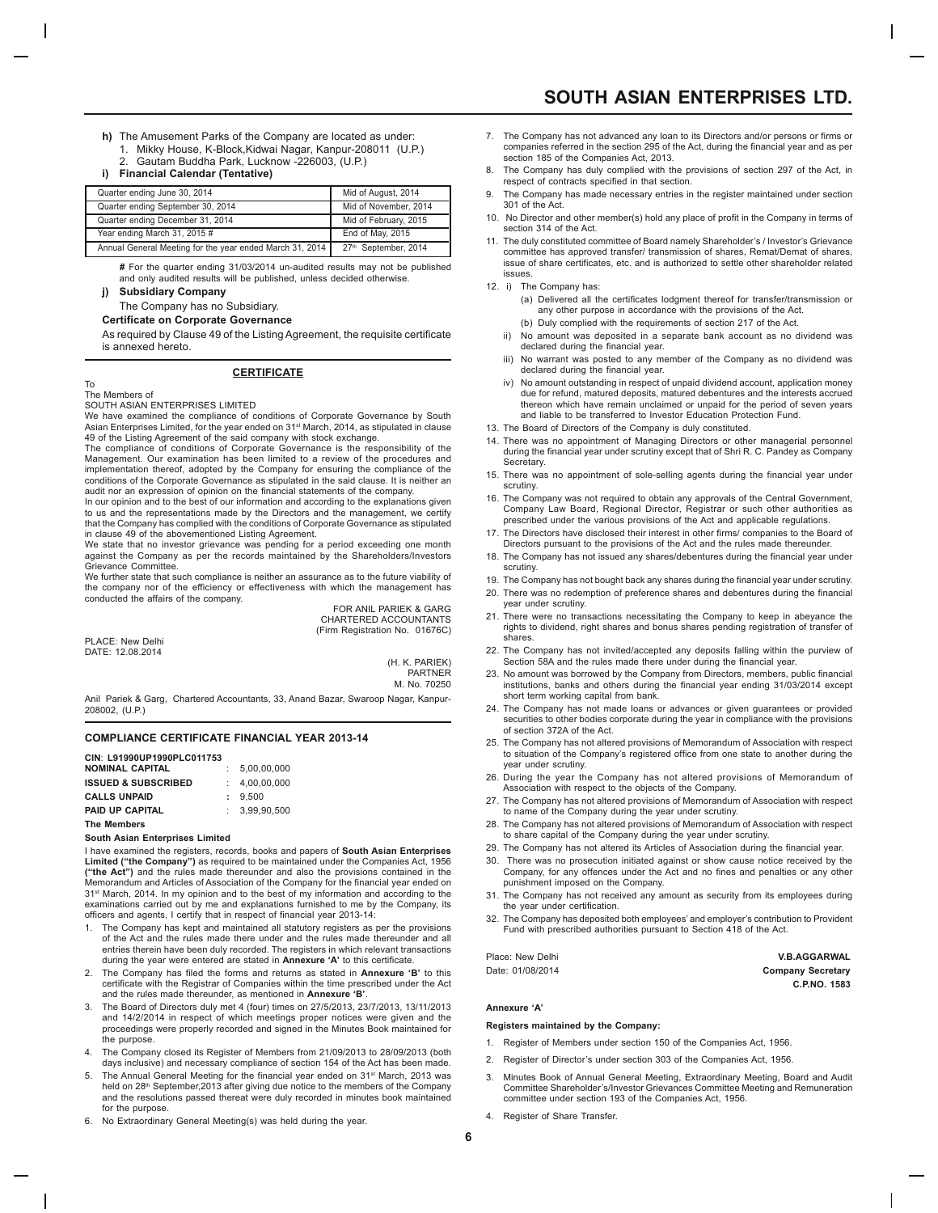**h)** The Amusement Parks of the Company are located as under:

1. Mikky House, K-Block,Kidwai Nagar, Kanpur-208011 (U.P.)
2. Gautam Buddha Park, Lucknow -226003, (U.P.)

**i) Financial Calendar (Tentative)**

| | |
|---|---|
| Quarter ending June 30, 2014 | Mid of August, 2014 |
| Quarter ending September 30, 2014 | Mid of November, 2014 |
| Quarter ending December 31, 2014 | Mid of February, 2015 |
| Year ending March 31, 2015 # | End of May, 2015 |
| Annual General Meeting for the year ended March 31, 2014 | 27th September, 2014 |

**#** For the quarter ending 31/03/2014 un-audited results may not be published and only audited results will be published, unless decided otherwise.

**j) Subsidiary Company**

The Company has no Subsidiary.

**Certificate on Corporate Governance**

As required by Clause 49 of the Listing Agreement, the requisite certificate is annexed hereto.

## CERTIFICATE

To
The Members of
SOUTH ASIAN ENTERPRISES LIMITED

We have examined the compliance of conditions of Corporate Governance by South Asian Enterprises Limited, for the year ended on 31st March, 2014, as stipulated in clause 49 of the Listing Agreement of the said company with stock exchange.

The compliance of conditions of Corporate Governance is the responsibility of the Management. Our examination has been limited to a review of the procedures and implementation thereof, adopted by the Company for ensuring the compliance of the conditions of the Corporate Governance as stipulated in the said clause. It is neither an audit nor an expression of opinion on the financial statements of the company.

In our opinion and to the best of our information and according to the explanations given to us and the representations made by the Directors and the management, we certify that the Company has complied with the conditions of Corporate Governance as stipulated in clause 49 of the abovementioned Listing Agreement.

We state that no investor grievance was pending for a period exceeding one month against the Company as per the records maintained by the Shareholders/Investors Grievance Committee.

We further state that such compliance is neither an assurance as to the future viability of the company nor of the efficiency or effectiveness with which the management has conducted the affairs of the company.

FOR ANIL PARIEK & GARG
CHARTERED ACCOUNTANTS
(Firm Registration No. 01676C)

PLACE: New Delhi
DATE: 12.08.2014

(H. K. PARIEK)
PARTNER
M. No. 70250

Anil Pariek & Garg, Chartered Accountants, 33, Anand Bazar, Swaroop Nagar, Kanpur-208002, (U.P.)

## COMPLIANCE CERTIFICATE FINANCIAL YEAR 2013-14

**CIN**: L91990UP1990PLC011753

| | | |
|---|---|---|
| **NOMINAL CAPITAL** | : | 5,00,00,000 |
| **ISSUED & SUBSCRIBED** | : | 4,00,00,000 |
| **CALLS UNPAID** | : | 9,500 |
| **PAID UP CAPITAL** | : | 3,99,90,500 |

**The Members**

**South Asian Enterprises Limited**

I have examined the registers, records, books and papers of **South Asian Enterprises Limited ("the Company")** as required to be maintained under the Companies Act, 1956 **("the Act")** and the rules made thereunder and also the provisions contained in the Memorandum and Articles of Association of the Company for the financial year ended on 31st March, 2014. In my opinion and to the best of my information and according to the examinations carried out by me and explanations furnished to me by the Company, its officers and agents, I certify that in respect of financial year 2013-14:

1. The Company has kept and maintained all statutory registers as per the provisions of the Act and the rules made there under and the rules made thereunder and all entries therein have been duly recorded. The registers in which relevant transactions during the year were entered are stated in **Annexure 'A'** to this certificate.
2. The Company has filed the forms and returns as stated in **Annexure 'B'** to this certificate with the Registrar of Companies within the time prescribed under the Act and the rules made thereunder, as mentioned in **Annexure 'B'**.
3. The Board of Directors duly met 4 (four) times on 27/5/2013, 23/7/2013, 13/11/2013 and 14/2/2014 in respect of which meetings proper notices were given and the proceedings were properly recorded and signed in the Minutes Book maintained for the purpose.
4. The Company closed its Register of Members from 21/09/2013 to 28/09/2013 (both days inclusive) and necessary compliance of section 154 of the Act has been made.
5. The Annual General Meeting for the financial year ended on 31st March, 2013 was held on 28th September,2013 after giving due notice to the members of the Company and the resolutions passed thereat were duly recorded in minutes book maintained for the purpose.
6. No Extraordinary General Meeting(s) was held during the year.
7. The Company has not advanced any loan to its Directors and/or persons or firms or companies referred in the section 295 of the Act, during the financial year and as per section 185 of the Companies Act, 2013.
8. The Company has duly complied with the provisions of section 297 of the Act, in respect of contracts specified in that section.
9. The Company has made necessary entries in the register maintained under section 301 of the Act.
10. No Director and other member(s) hold any place of profit in the Company in terms of section 314 of the Act.
11. The duly constituted committee of Board namely Shareholder's / Investor's Grievance committee has approved transfer/ transmission of shares, Remat/Demat of shares, issue of share certificates, etc. and is authorized to settle other shareholder related issues.
12. i) The Company has:
    (a) Delivered all the certificates lodgment thereof for transfer/transmission or any other purpose in accordance with the provisions of the Act.
    (b) Duly complied with the requirements of section 217 of the Act.
    ii) No amount was deposited in a separate bank account as no dividend was declared during the financial year.
    iii) No warrant was posted to any member of the Company as no dividend was declared during the financial year.
    iv) No amount outstanding in respect of unpaid dividend account, application money due for refund, matured deposits, matured debentures and the interests accrued thereon which have remain unclaimed or unpaid for the period of seven years and liable to be transferred to Investor Education Protection Fund.
13. The Board of Directors of the Company is duly constituted.
14. There was no appointment of Managing Directors or other managerial personnel during the financial year under scrutiny except that of Shri R. C. Pandey as Company Secretary.
15. There was no appointment of sole-selling agents during the financial year under scrutiny.
16. The Company was not required to obtain any approvals of the Central Government, Company Law Board, Regional Director, Registrar or such other authorities as prescribed under the various provisions of the Act and applicable regulations.
17. The Directors have disclosed their interest in other firms/ companies to the Board of Directors pursuant to the provisions of the Act and the rules made thereunder.
18. The Company has not issued any shares/debentures during the financial year under scrutiny.
19. The Company has not bought back any shares during the financial year under scrutiny.
20. There was no redemption of preference shares and debentures during the financial year under scrutiny.
21. There were no transactions necessitating the Company to keep in abeyance the rights to dividend, right shares and bonus shares pending registration of transfer of shares.
22. The Company has not invited/accepted any deposits falling within the purview of Section 58A and the rules made there under during the financial year.
23. No amount was borrowed by the Company from Directors, members, public financial institutions, banks and others during the financial year ending 31/03/2014 except short term working capital from bank.
24. The Company has not made loans or advances or given guarantees or provided securities to other bodies corporate during the year in compliance with the provisions of section 372A of the Act.
25. The Company has not altered provisions of Memorandum of Association with respect to situation of the Company's registered office from one state to another during the year under scrutiny.
26. During the year the Company has not altered provisions of Memorandum of Association with respect to the objects of the Company.
27. The Company has not altered provisions of Memorandum of Association with respect to name of the Company during the year under scrutiny.
28. The Company has not altered provisions of Memorandum of Association with respect to share capital of the Company during the year under scrutiny.
29. The Company has not altered its Articles of Association during the financial year.
30. There was no prosecution initiated against or show cause notice received by the Company, for any offences under the Act and no fines and penalties or any other punishment imposed on the Company.
31. The Company has not received any amount as security from its employees during the year under certification.
32. The Company has deposited both employees' and employer's contribution to Provident Fund with prescribed authorities pursuant to Section 418 of the Act.

Place: New Delhi
Date: 01/08/2014

**V.B.AGGARWAL**
**Company Secretary**
**C.P.NO. 1583**

**Annexure 'A'**

**Registers maintained by the Company:**

1. Register of Members under section 150 of the Companies Act, 1956.
2. Register of Director's under section 303 of the Companies Act, 1956.
3. Minutes Book of Annual General Meeting, Extraordinary Meeting, Board and Audit Committee Shareholder's/Investor Grievances Committee Meeting and Remuneration committee under section 193 of the Companies Act, 1956.
4. Register of Share Transfer.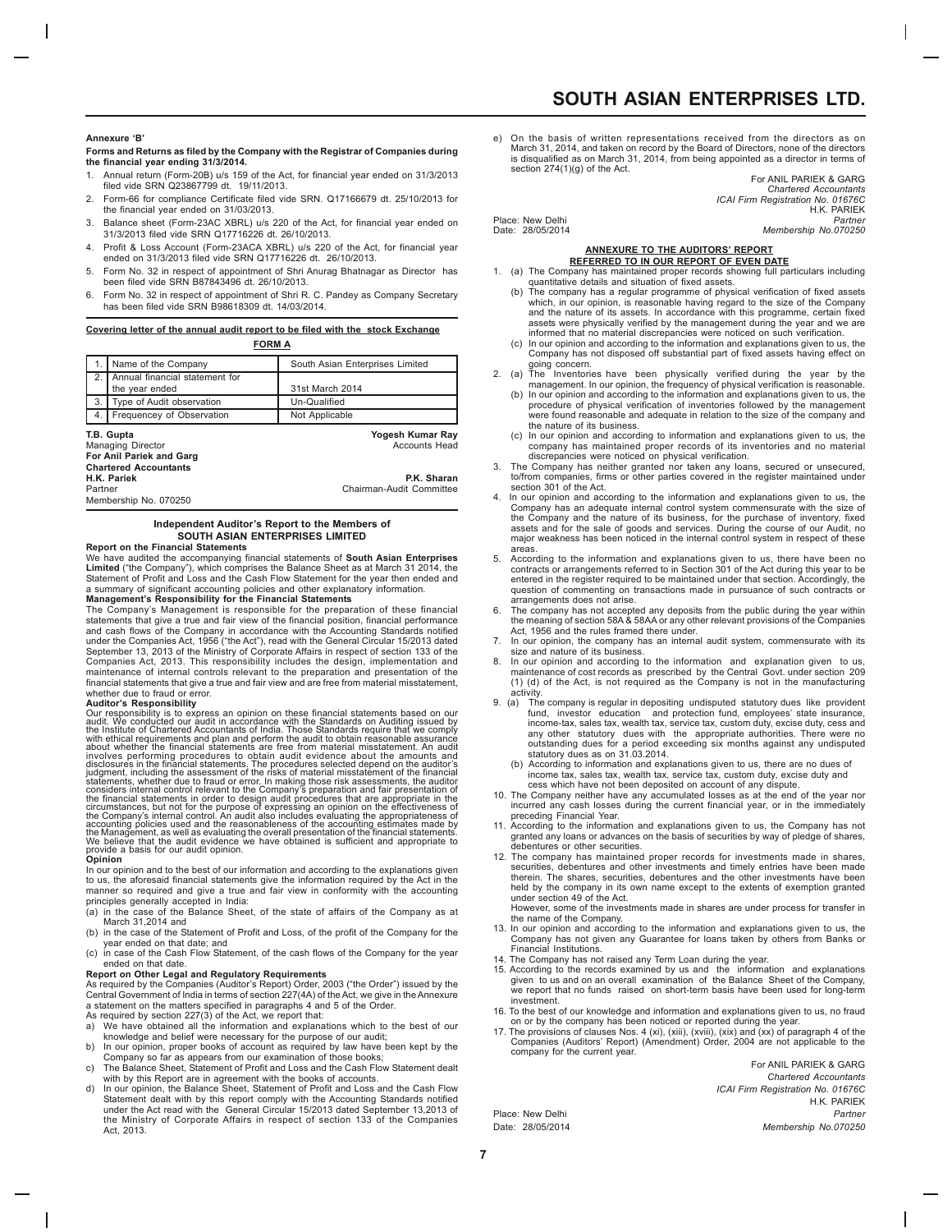**Annexure 'B'**

**Forms and Returns as filed by the Company with the Registrar of Companies during the financial year ending 31/3/2014.**

1. Annual return (Form-20B) u/s 159 of the Act, for financial year ended on 31/3/2013 filed vide SRN Q23867799 dt. 19/11/2013.
2. Form-66 for compliance Certificate filed vide SRN. Q17166679 dt. 25/10/2013 for the financial year ended on 31/03/2013.
3. Balance sheet (Form-23AC XBRL) u/s 220 of the Act, for financial year ended on 31/3/2013 filed vide SRN Q17716226 dt. 26/10/2013.
4. Profit & Loss Account (Form-23ACA XBRL) u/s 220 of the Act, for financial year ended on 31/3/2013 filed vide SRN Q17716226 dt. 26/10/2013.
5. Form No. 32 in respect of appointment of Shri Anurag Bhatnagar as Director has been filed vide SRN B87843496 dt. 26/10/2013.
6. Form No. 32 in respect of appointment of Shri R. C. Pandey as Company Secretary has been filed vide SRN B98618309 dt. 14/03/2014.

**Covering letter of the annual audit report to be filed with the stock Exchange**

**FORM A**

| | | |
|---|---|---|
| 1. | Name of the Company | South Asian Enterprises Limited |
| 2. | Annual financial statement for the year ended | 31st March 2014 |
| 3. | Type of Audit observation | Un-Qualified |
| 4. | Frequencey of Observation | Not Applicable |

**T.B. Gupta**
Managing Director

**Yogesh Kumar Ray**
Accounts Head

**For Anil Pariek and Garg**
**Chartered Accountants**
**H.K. Pariek**
Partner
Membership No. 070250

**P.K. Sharan**
Chairman-Audit Committee

## Independent Auditor's Report to the Members of SOUTH ASIAN ENTERPRISES LIMITED

**Report on the Financial Statements**

We have audited the accompanying financial statements of **South Asian Enterprises Limited** ("the Company"), which comprises the Balance Sheet as at March 31 2014, the Statement of Profit and Loss and the Cash Flow Statement for the year then ended and a summary of significant accounting policies and other explanatory information.

**Management's Responsibility for the Financial Statements**

The Company's Management is responsible for the preparation of these financial statements that give a true and fair view of the financial position, financial performance and cash flows of the Company in accordance with the Accounting Standards notified under the Companies Act, 1956 ("the Act"), read with the General Circular 15/2013 dated September 13, 2013 of the Ministry of Corporate Affairs in respect of section 133 of the Companies Act, 2013. This responsibility includes the design, implementation and maintenance of internal controls relevant to the preparation and presentation of the financial statements that give a true and fair view and are free from material misstatement, whether due to fraud or error.

**Auditor's Responsibility**

Our responsibility is to express an opinion on these financial statements based on our audit. We conducted our audit in accordance with the Standards on Auditing issued by the Institute of Chartered Accountants of India. Those Standards require that we comply with ethical requirements and plan and perform the audit to obtain reasonable assurance about whether the financial statements are free from material misstatement. An audit involves performing procedures to obtain audit evidence about the amounts and disclosures in the financial statements. The procedures selected depend on the auditor's judgment, including the assessment of the risks of material misstatement of the financial statements, whether due to fraud or error. In making those risk assessments, the auditor considers internal control relevant to the Company's preparation and fair presentation of the financial statements in order to design audit procedures that are appropriate in the circumstances, but not for the purpose of expressing an opinion on the effectiveness of the Company's internal control. An audit also includes evaluating the appropriateness of accounting policies used and the reasonableness of the accounting estimates made by the Management, as well as evaluating the overall presentation of the financial statements. We believe that the audit evidence we have obtained is sufficient and appropriate to provide a basis for our audit opinion.

**Opinion**

In our opinion and to the best of our information and according to the explanations given to us, the aforesaid financial statements give the information required by the Act in the manner so required and give a true and fair view in conformity with the accounting principles generally accepted in India:

(a) in the case of the Balance Sheet, of the state of affairs of the Company as at March 31,2014 and
(b) in the case of the Statement of Profit and Loss, of the profit of the Company for the year ended on that date; and
(c) in case of the Cash Flow Statement, of the cash flows of the Company for the year ended on that date.

**Report on Other Legal and Regulatory Requirements**

As required by the Companies (Auditor's Report) Order, 2003 ("the Order") issued by the Central Government of India in terms of section 227(4A) of the Act, we give in the Annexure a statement on the matters specified in paragraphs 4 and 5 of the Order.

As required by section 227(3) of the Act, we report that:

a) We have obtained all the information and explanations which to the best of our knowledge and belief were necessary for the purpose of our audit;
b) In our opinion, proper books of account as required by law have been kept by the Company so far as appears from our examination of those books;
c) The Balance Sheet, Statement of Profit and Loss and the Cash Flow Statement dealt with by this Report are in agreement with the books of accounts.
d) In our opinion, the Balance Sheet, Statement of Profit and Loss and the Cash Flow Statement dealt with by this report comply with the Accounting Standards notified under the Act read with the General Circular 15/2013 dated September 13,2013 of the Ministry of Corporate Affairs in respect of section 133 of the Companies Act, 2013.
e) On the basis of written representations received from the directors as on March 31, 2014, and taken on record by the Board of Directors, none of the directors is disqualified as on March 31, 2014, from being appointed as a director in terms of section 274(1)(g) of the Act.

For ANIL PARIEK & GARG
*Chartered Accountants*
*ICAI Firm Registration No. 01676C*
H.K. PARIEK
*Partner*
*Membership No.070250*

Place: New Delhi
Date: 28/05/2014

### ANNEXURE TO THE AUDITORS' REPORT REFERRED TO IN OUR REPORT OF EVEN DATE

1. (a) The Company has maintained proper records showing full particulars including quantitative details and situation of fixed assets.
   (b) The company has a regular programme of physical verification of fixed assets which, in our opinion, is reasonable having regard to the size of the Company and the nature of its assets. In accordance with this programme, certain fixed assets were physically verified by the management during the year and we are informed that no material discrepancies were noticed on such verification.
   (c) In our opinion and according to the information and explanations given to us, the Company has not disposed off substantial part of fixed assets having effect on going concern.
2. (a) The Inventories have been physically verified during the year by the management. In our opinion, the frequency of physical verification is reasonable.
   (b) In our opinion and according to the information and explanations given to us, the procedure of physical verification of inventories followed by the management were found reasonable and adequate in relation to the size of the company and the nature of its business.
   (c) In our opinion and according to information and explanations given to us, the company has maintained proper records of its inventories and no material discrepancies were noticed on physical verification.
3. The Company has neither granted nor taken any loans, secured or unsecured, to/from companies, firms or other parties covered in the register maintained under section 301 of the Act.
4. In our opinion and according to the information and explanations given to us, the Company has an adequate internal control system commensurate with the size of the Company and the nature of its business, for the purchase of inventory, fixed assets and for the sale of goods and services. During the course of our Audit, no major weakness has been noticed in the internal control system in respect of these areas.
5. According to the information and explanations given to us, there have been no contracts or arrangements referred to in Section 301 of the Act during this year to be entered in the register required to be maintained under that section. Accordingly, the question of commenting on transactions made in pursuance of such contracts or arrangements does not arise.
6. The company has not accepted any deposits from the public during the year within the meaning of section 58A & 58AA or any other relevant provisions of the Companies Act, 1956 and the rules framed there under.
7. In our opinion, the company has an internal audit system, commensurate with its size and nature of its business.
8. In our opinion and according to the information and explanation given to us, maintenance of cost records as prescribed by the Central Govt. under section 209 (1) (d) of the Act, is not required as the Company is not in the manufacturing activity.
9. (a) The company is regular in depositing undisputed statutory dues like provident fund, investor education and protection fund, employees' state insurance, income-tax, sales tax, wealth tax, service tax, custom duty, excise duty, cess and any other statutory dues with the appropriate authorities. There were no outstanding dues for a period exceeding six months against any undisputed statutory dues as on 31.03.2014.
   (b) According to information and explanations given to us, there are no dues of income tax, sales tax, wealth tax, service tax, custom duty, excise duty and cess which have not been deposited on account of any dispute.
10. The Company neither have any accumulated losses as at the end of the year nor incurred any cash losses during the current financial year, or in the immediately preceding Financial Year.
11. According to the information and explanations given to us, the Company has not granted any loans or advances on the basis of securities by way of pledge of shares, debentures or other securities.
12. The company has maintained proper records for investments made in shares, securities, debentures and other investments and timely entries have been made therein. The shares, securities, debentures and the other investments have been held by the company in its own name except to the extents of exemption granted under section 49 of the Act.
    However, some of the investments made in shares are under process for transfer in the name of the Company.
13. In our opinion and according to the information and explanations given to us, the Company has not given any Guarantee for loans taken by others from Banks or Financial Institutions.
14. The Company has not raised any Term Loan during the year.
15. According to the records examined by us and the information and explanations given to us and on an overall examination of the Balance Sheet of the Company, we report that no funds raised on short-term basis have been used for long-term investment.
16. To the best of our knowledge and information and explanations given to us, no fraud on or by the company has been noticed or reported during the year.
17. The provisions of clauses Nos. 4 (xi), (xiii), (xviii), (xix) and (xx) of paragraph 4 of the Companies (Auditors' Report) (Amendment) Order, 2004 are not applicable to the company for the current year.

For ANIL PARIEK & GARG
*Chartered Accountants*
*ICAI Firm Registration No. 01676C*
H.K. PARIEK
*Partner*
*Membership No.070250*

Place: New Delhi
Date: 28/05/2014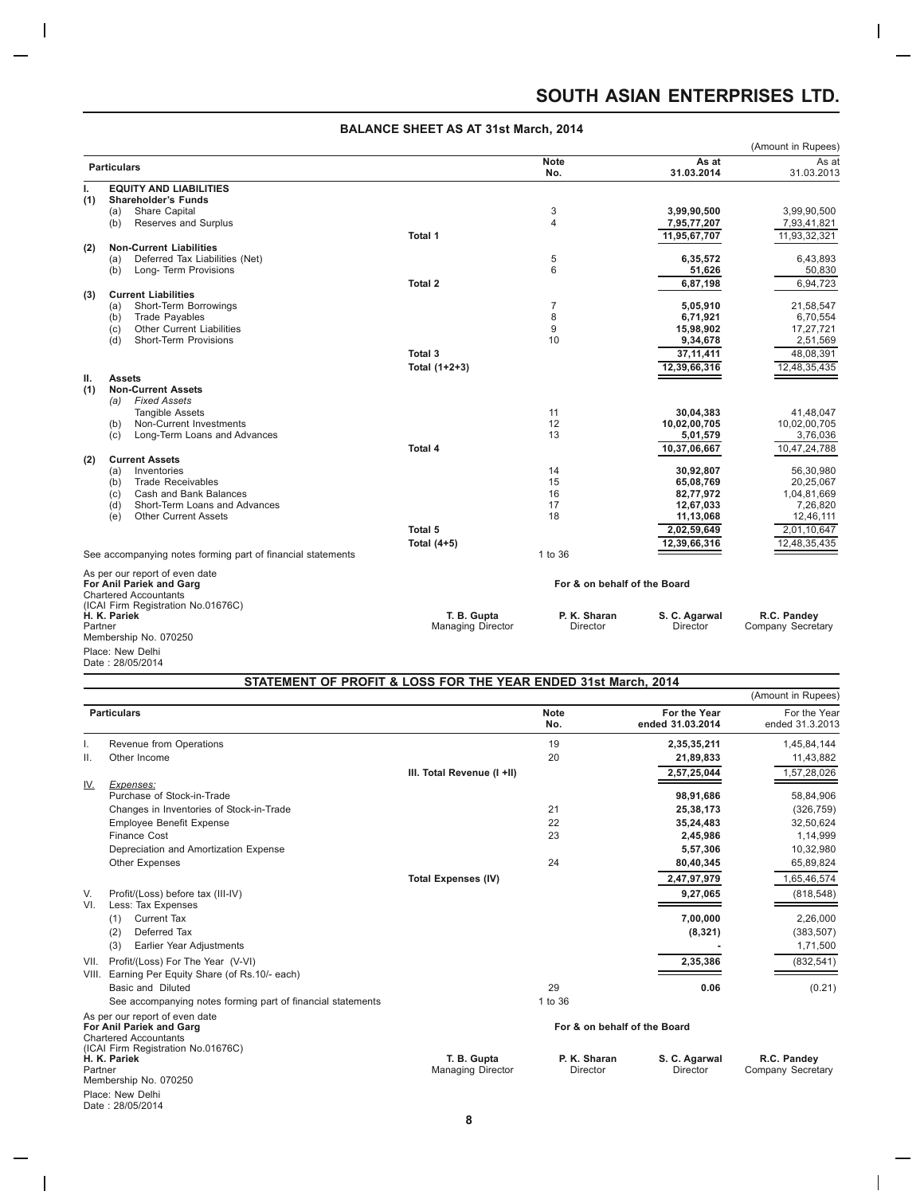# SOUTH ASIAN ENTERPRISES LTD.

## BALANCE SHEET AS AT 31st March, 2014

(Amount in Rupees)

| | Particulars | | Note No. | As at 31.03.2014 | As at 31.03.2013 |
|---|---|---|---|---|---|
| **I.** | **EQUITY AND LIABILITIES** | | | | |
| **(1)** | **Shareholder's Funds** | | | | |
| | (a) Share Capital | | 3 | **3,99,90,500** | 3,99,90,500 |
| | (b) Reserves and Surplus | | 4 | **7,95,77,207** | 7,93,41,821 |
| | | **Total 1** | | **11,95,67,707** | 11,93,32,321 |
| **(2)** | **Non-Current Liabilities** | | | | |
| | (a) Deferred Tax Liabilities (Net) | | 5 | **6,35,572** | 6,43,893 |
| | (b) Long- Term Provisions | | 6 | **51,626** | 50,830 |
| | | **Total 2** | | **6,87,198** | 6,94,723 |
| **(3)** | **Current Liabilities** | | | | |
| | (a) Short-Term Borrowings | | 7 | **5,05,910** | 21,58,547 |
| | (b) Trade Payables | | 8 | **6,71,921** | 6,70,554 |
| | (c) Other Current Liabilities | | 9 | **15,98,902** | 17,27,721 |
| | (d) Short-Term Provisions | | 10 | **9,34,678** | 2,51,569 |
| | | **Total 3** | | **37,11,411** | 48,08,391 |
| | | **Total (1+2+3)** | | **12,39,66,316** | 12,48,35,435 |
| **II.** | **Assets** | | | | |
| **(1)** | **Non-Current Assets** | | | | |
| | (a) *Fixed Assets* | | | | |
| | Tangible Assets | | 11 | **30,04,383** | 41,48,047 |
| | (b) Non-Current Investments | | 12 | **10,02,00,705** | 10,02,00,705 |
| | (c) Long-Term Loans and Advances | | 13 | **5,01,579** | 3,76,036 |
| | | **Total 4** | | **10,37,06,667** | 10,47,24,788 |
| **(2)** | **Current Assets** | | | | |
| | (a) Inventories | | 14 | **30,92,807** | 56,30,980 |
| | (b) Trade Receivables | | 15 | **65,08,769** | 20,25,067 |
| | (c) Cash and Bank Balances | | 16 | **82,77,972** | 1,04,81,669 |
| | (d) Short-Term Loans and Advances | | 17 | **12,67,033** | 7,26,820 |
| | (e) Other Current Assets | | 18 | **11,13,068** | 12,46,111 |
| | | **Total 5** | | **2,02,59,649** | 2,01,10,647 |
| | | **Total (4+5)** | | **12,39,66,316** | 12,48,35,435 |
| | See accompanying notes forming part of financial statements | | 1 to 36 | | |

As per our report of even date
**For Anil Pariek and Garg**
Chartered Accountants
(ICAI Firm Registration No.01676C)
**H. K. Pariek**
Partner
Membership No. 070250

Place: New Delhi
Date : 28/05/2014

**For & on behalf of the Board**

| **T. B. Gupta** | **P. K. Sharan** | **S. C. Agarwal** | **R.C. Pandey** |
|---|---|---|---|
| Managing Director | Director | Director | Company Secretary |

## STATEMENT OF PROFIT & LOSS FOR THE YEAR ENDED 31st March, 2014

(Amount in Rupees)

| | Particulars | | Note No. | For the Year ended 31.03.2014 | For the Year ended 31.3.2013 |
|---|---|---|---|---|---|
| I. | Revenue from Operations | | 19 | **2,35,35,211** | 1,45,84,144 |
| II. | Other Income | | 20 | **21,89,833** | 11,43,882 |
| | | III. Total Revenue (I +II) | | **2,57,25,044** | 1,57,28,026 |
| IV. | *Expenses:* | | | | |
| | Purchase of Stock-in-Trade | | | **98,91,686** | 58,84,906 |
| | Changes in Inventories of Stock-in-Trade | | 21 | **25,38,173** | (326,759) |
| | Employee Benefit Expense | | 22 | **35,24,483** | 32,50,624 |
| | Finance Cost | | 23 | **2,45,986** | 1,14,999 |
| | Depreciation and Amortization Expense | | | **5,57,306** | 10,32,980 |
| | Other Expenses | | 24 | **80,40,345** | 65,89,824 |
| | | **Total Expenses (IV)** | | **2,47,97,979** | 1,65,46,574 |
| V. | Profit/(Loss) before tax (III-IV) | | | **9,27,065** | (818,548) |
| VI. | Less: Tax Expenses | | | | |
| | (1) Current Tax | | | **7,00,000** | 2,26,000 |
| | (2) Deferred Tax | | | **(8,321)** | (383,507) |
| | (3) Earlier Year Adjustments | | | **-** | 1,71,500 |
| VII. | Profit/(Loss) For The Year (V-VI) | | | **2,35,386** | (832,541) |
| VIII. | Earning Per Equity Share (of Rs.10/- each) | | | | |
| | Basic and Diluted | | 29 | **0.06** | (0.21) |
| | See accompanying notes forming part of financial statements | | 1 to 36 | | |

As per our report of even date
**For Anil Pariek and Garg**
Chartered Accountants
(ICAI Firm Registration No.01676C)
**H. K. Pariek**
Partner
Membership No. 070250

Place: New Delhi
Date : 28/05/2014

**For & on behalf of the Board**

| **T. B. Gupta** | **P. K. Sharan** | **S. C. Agarwal** | **R.C. Pandey** |
|---|---|---|---|
| Managing Director | Director | Director | Company Secretary |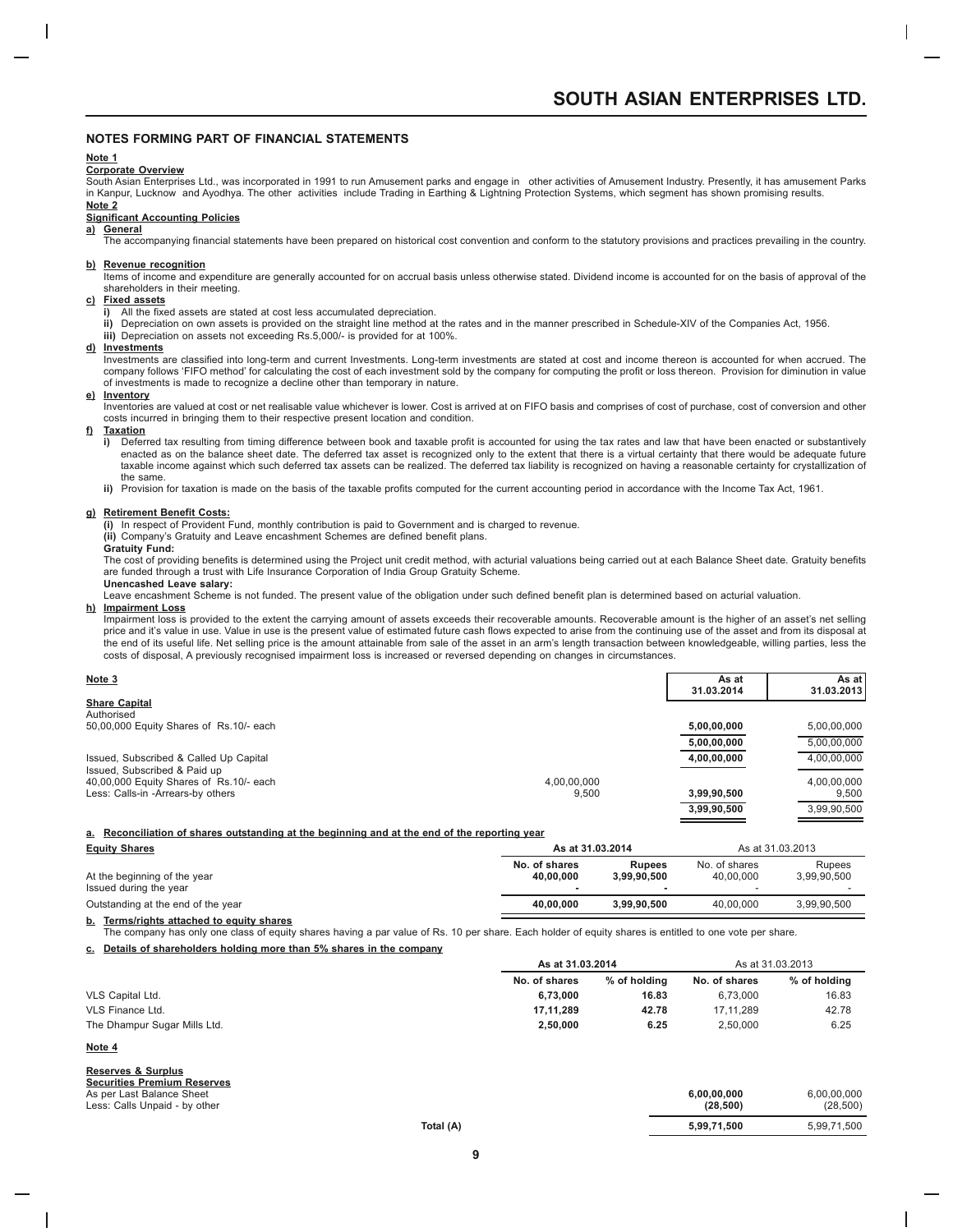## NOTES FORMING PART OF FINANCIAL STATEMENTS

**Note 1**

**Corporate Overview**

South Asian Enterprises Ltd., was incorporated in 1991 to run Amusement parks and engage in other activities of Amusement Industry. Presently, it has amusement Parks in Kanpur, Lucknow and Ayodhya. The other activities include Trading in Earthing & Lightning Protection Systems, which segment has shown promising results.

**Note 2**

**Significant Accounting Policies**

**a) General**

The accompanying financial statements have been prepared on historical cost convention and conform to the statutory provisions and practices prevailing in the country.

**b) Revenue recognition**

Items of income and expenditure are generally accounted for on accrual basis unless otherwise stated. Dividend income is accounted for on the basis of approval of the shareholders in their meeting.

**c) Fixed assets**

**i)** All the fixed assets are stated at cost less accumulated depreciation.

**ii)** Depreciation on own assets is provided on the straight line method at the rates and in the manner prescribed in Schedule-XIV of the Companies Act, 1956.

**iii)** Depreciation on assets not exceeding Rs.5,000/- is provided for at 100%.

**d) Investments**

Investments are classified into long-term and current Investments. Long-term investments are stated at cost and income thereon is accounted for when accrued. The company follows 'FIFO method' for calculating the cost of each investment sold by the company for computing the profit or loss thereon. Provision for diminution in value of investments is made to recognize a decline other than temporary in nature.

**e) Inventory**

Inventories are valued at cost or net realisable value whichever is lower. Cost is arrived at on FIFO basis and comprises of cost of purchase, cost of conversion and other costs incurred in bringing them to their respective present location and condition.

**f) Taxation**

**i)** Deferred tax resulting from timing difference between book and taxable profit is accounted for using the tax rates and law that have been enacted or substantively enacted as on the balance sheet date. The deferred tax asset is recognized only to the extent that there is a virtual certainty that there would be adequate future taxable income against which such deferred tax assets can be realized. The deferred tax liability is recognized on having a reasonable certainty for crystallization of the same.

**ii)** Provision for taxation is made on the basis of the taxable profits computed for the current accounting period in accordance with the Income Tax Act, 1961.

**g) Retirement Benefit Costs:**

**(i)** In respect of Provident Fund, monthly contribution is paid to Government and is charged to revenue.

**(ii)** Company's Gratuity and Leave encashment Schemes are defined benefit plans.

**Gratuity Fund:**

The cost of providing benefits is determined using the Project unit credit method, with acturial valuations being carried out at each Balance Sheet date. Gratuity benefits are funded through a trust with Life Insurance Corporation of India Group Gratuity Scheme.

**Unencashed Leave salary:**

Leave encashment Scheme is not funded. The present value of the obligation under such defined benefit plan is determined based on acturial valuation.

**h) Impairment Loss**

Impairment loss is provided to the extent the carrying amount of assets exceeds their recoverable amounts. Recoverable amount is the higher of an asset's net selling price and it's value in use. Value in use is the present value of estimated future cash flows expected to arise from the continuing use of the asset and from its disposal at the end of its useful life. Net selling price is the amount attainable from sale of the asset in an arm's length transaction between knowledgeable, willing parties, less the costs of disposal, A previously recognised impairment loss is increased or reversed depending on changes in circumstances.

**Note 3**

| | | As at 31.03.2014 | As at 31.03.2013 |
|---|---|---|---|
| **Share Capital** | | | |
| Authorised | | | |
| 50,00,000 Equity Shares of Rs.10/- each | | **5,00,00,000** | 5,00,00,000 |
| | | **5,00,00,000** | 5,00,00,000 |
| Issued, Subscribed & Called Up Capital | | **4,00,00,000** | 4,00,00,000 |
| Issued, Subscribed & Paid up | | | |
| 40,00,000 Equity Shares of Rs.10/- each | 4,00,00,000 | | 4,00,00,000 |
| Less: Calls-in -Arrears-by others | 9,500 | **3,99,90,500** | 9,500 |
| | | **3,99,90,500** | 3,99,90,500 |

**a. Reconciliation of shares outstanding at the beginning and at the end of the reporting year**

| Equity Shares | As at 31.03.2014 | | As at 31.03.2013 | |
|---|---|---|---|---|
| | No. of shares | Rupees | No. of shares | Rupees |
| At the beginning of the year | **40,00,000** | **3,99,90,500** | 40,00,000 | 3,99,90,500 |
| Issued during the year | **-** | **-** | - | - |
| Outstanding at the end of the year | **40,00,000** | **3,99,90,500** | 40,00,000 | 3,99,90,500 |

**b. Terms/rights attached to equity shares**

The company has only one class of equity shares having a par value of Rs. 10 per share. Each holder of equity shares is entitled to one vote per share.

**c. Details of shareholders holding more than 5% shares in the company**

| | As at 31.03.2014 | | As at 31.03.2013 | |
|---|---|---|---|---|
| | No. of shares | % of holding | No. of shares | % of holding |
| VLS Capital Ltd. | **6,73,000** | **16.83** | 6,73,000 | 16.83 |
| VLS Finance Ltd. | **17,11,289** | **42.78** | 17,11,289 | 42.78 |
| The Dhampur Sugar Mills Ltd. | **2,50,000** | **6.25** | 2,50,000 | 6.25 |

**Note 4**

| | | As at 31.03.2014 | As at 31.03.2013 |
|---|---|---|---|
| **Reserves & Surplus** | | | |
| **Securities Premium Reserves** | | | |
| As per Last Balance Sheet | | **6,00,00,000** | 6,00,00,000 |
| Less: Calls Unpaid - by other | | **(28,500)** | (28,500) |
| | Total (A) | **5,99,71,500** | 5,99,71,500 |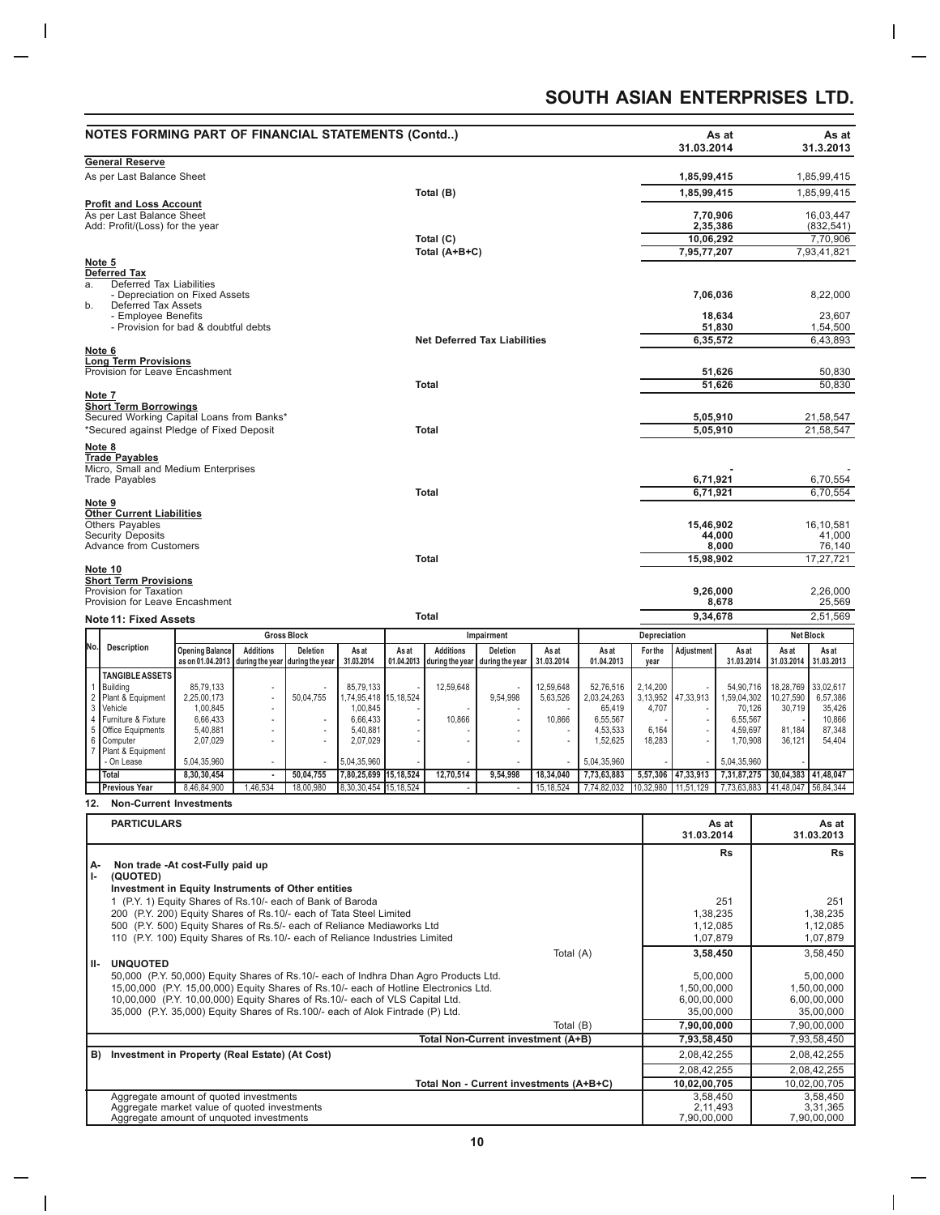## NOTES FORMING PART OF FINANCIAL STATEMENTS (Contd..)

| | | As at 31.03.2014 | As at 31.3.2013 |
|---|---|---|---|
| **General Reserve** | | | |
| As per Last Balance Sheet | | 1,85,99,415 | 1,85,99,415 |
| | Total (B) | 1,85,99,415 | 1,85,99,415 |
| **Profit and Loss Account** | | | |
| As per Last Balance Sheet | | 7,70,906 | 16,03,447 |
| Add: Profit/(Loss) for the year | | 2,35,386 | (832,541) |
| | Total (C) | 10,06,292 | 7,70,906 |
| | Total (A+B+C) | 7,95,77,207 | 7,93,41,821 |
| **Note 5** | | | |
| **Deferred Tax** | | | |
| a. Deferred Tax Liabilities | | | |
| - Depreciation on Fixed Assets | | 7,06,036 | 8,22,000 |
| b. Deferred Tax Assets | | | |
| - Employee Benefits | | 18,634 | 23,607 |
| - Provision for bad & doubtful debts | | 51,830 | 1,54,500 |
| | Net Deferred Tax Liabilities | 6,35,572 | 6,43,893 |
| **Note 6** | | | |
| **Long Term Provisions** | | | |
| Provision for Leave Encashment | | 51,626 | 50,830 |
| | Total | 51,626 | 50,830 |
| **Note 7** | | | |
| **Short Term Borrowings** | | | |
| Secured Working Capital Loans from Banks* | | 5,05,910 | 21,58,547 |
| *Secured against Pledge of Fixed Deposit | Total | 5,05,910 | 21,58,547 |
| **Note 8** | | | |
| **Trade Payables** | | | |
| Micro, Small and Medium Enterprises | | - | - |
| Trade Payables | | 6,71,921 | 6,70,554 |
| | Total | 6,71,921 | 6,70,554 |
| **Note 9** | | | |
| **Other Current Liabilities** | | | |
| Others Payables | | 15,46,902 | 16,10,581 |
| Security Deposits | | 44,000 | 41,000 |
| Advance from Customers | | 8,000 | 76,140 |
| | Total | 15,98,902 | 17,27,721 |
| **Note 10** | | | |
| **Short Term Provisions** | | | |
| Provision for Taxation | | 9,26,000 | 2,26,000 |
| Provision for Leave Encashment | | 8,678 | 25,569 |
| | Total | 9,34,678 | 2,51,569 |

### Note 11: Fixed Assets

| No. | Description | Gross Block | | | | Impairment | | | | Depreciation | | | | Net Block | |
|---|---|---|---|---|---|---|---|---|---|---|---|---|---|---|---|
| | | Opening Balance as on 01.04.2013 | Additions during the year | Deletion during the year | As at 31.03.2014 | As at 01.04.2013 | Additions during the year | Deletion during the year | As at 31.03.2014 | As at 01.04.2013 | For the year | Adjustment | As at 31.03.2014 | As at 31.03.2014 | As at 31.03.2013 |
| | **TANGIBLE ASSETS** | | | | | | | | | | | | | | |
| 1 | Building | 85,79,133 | - | - | 85,79,133 | - | 12,59,648 | - | 12,59,648 | 52,76,516 | 2,14,200 | - | 54,90,716 | 18,28,769 | 33,02,617 |
| 2 | Plant & Equipment | 2,25,00,173 | - | 50,04,755 | 1,74,95,418 | 15,18,524 | | 9,54,998 | 5,63,526 | 2,03,24,263 | 3,13,952 | 47,33,913 | 1,59,04,302 | 10,27,590 | 6,57,386 |
| 3 | Vehicle | 1,00,845 | - | | 1,00,845 | - | - | - | - | 65,419 | 4,707 | - | 70,126 | 30,719 | 35,426 |
| 4 | Furniture & Fixture | 6,66,433 | - | - | 6,66,433 | - | 10,866 | - | 10,866 | 6,55,567 | - | - | 6,55,567 | - | 10,866 |
| 5 | Office Equipments | 5,40,881 | - | - | 5,40,881 | - | - | - | - | 4,53,533 | 6,164 | - | 4,59,697 | 81,184 | 87,348 |
| 6 | Computer | 2,07,029 | - | - | 2,07,029 | - | - | - | - | 1,52,625 | 18,283 | - | 1,70,908 | 36,121 | 54,404 |
| 7 | Plant & Equipment - On Lease | 5,04,35,960 | - | - | 5,04,35,960 | - | - | - | - | 5,04,35,960 | - | - | 5,04,35,960 | - | |
| | **Total** | **8,30,30,454** | **-** | **50,04,755** | **7,80,25,699** | **15,18,524** | **12,70,514** | **9,54,998** | **18,34,040** | **7,73,63,883** | **5,57,306** | **47,33,913** | **7,31,87,275** | **30,04,383** | **41,48,047** |
| | **Previous Year** | 8,46,84,900 | 1,46,534 | 18,00,980 | 8,30,30,454 | 15,18,524 | - | - | 15,18,524 | 7,74,82,032 | 10,32,980 | 11,51,129 | 7,73,63,883 | 41,48,047 | 56,84,344 |

### 12. Non-Current Investments

| | PARTICULARS | As at 31.03.2014 | As at 31.03.2013 |
|---|---|---|---|
| | | Rs | Rs |
| A- | Non trade -At cost-Fully paid up | | |
| I- | (QUOTED) | | |
| | Investment in Equity Instruments of Other entities | | |
| | 1 (P.Y. 1) Equity Shares of Rs.10/- each of Bank of Baroda | 251 | 251 |
| | 200 (P.Y. 200) Equity Shares of Rs.10/- each of Tata Steel Limited | 1,38,235 | 1,38,235 |
| | 500 (P.Y. 500) Equity Shares of Rs.5/- each of Reliance Mediaworks Ltd | 1,12,085 | 1,12,085 |
| | 110 (P.Y. 100) Equity Shares of Rs.10/- each of Reliance Industries Limited | 1,07,879 | 1,07,879 |
| | Total (A) | 3,58,450 | 3,58,450 |
| II- | UNQUOTED | | |
| | 50,000 (P.Y. 50,000) Equity Shares of Rs.10/- each of Indhra Dhan Agro Products Ltd. | 5,00,000 | 5,00,000 |
| | 15,00,000 (P.Y. 15,00,000) Equity Shares of Rs.10/- each of Hotline Electronics Ltd. | 1,50,00,000 | 1,50,00,000 |
| | 10,00,000 (P.Y. 10,00,000) Equity Shares of Rs.10/- each of VLS Capital Ltd. | 6,00,00,000 | 6,00,00,000 |
| | 35,000 (P.Y. 35,000) Equity Shares of Rs.100/- each of Alok Fintrade (P) Ltd. | 35,00,000 | 35,00,000 |
| | Total (B) | 7,90,00,000 | 7,90,00,000 |
| | Total Non-Current investment (A+B) | 7,93,58,450 | 7,93,58,450 |
| B) | Investment in Property (Real Estate) (At Cost) | 2,08,42,255 | 2,08,42,255 |
| | | 2,08,42,255 | 2,08,42,255 |
| | Total Non - Current investments (A+B+C) | 10,02,00,705 | 10,02,00,705 |
| | Aggregate amount of quoted investments | 3,58,450 | 3,58,450 |
| | Aggregate market value of quoted investments | 2,11,493 | 3,31,365 |
| | Aggregate amount of unquoted investments | 7,90,00,000 | 7,90,00,000 |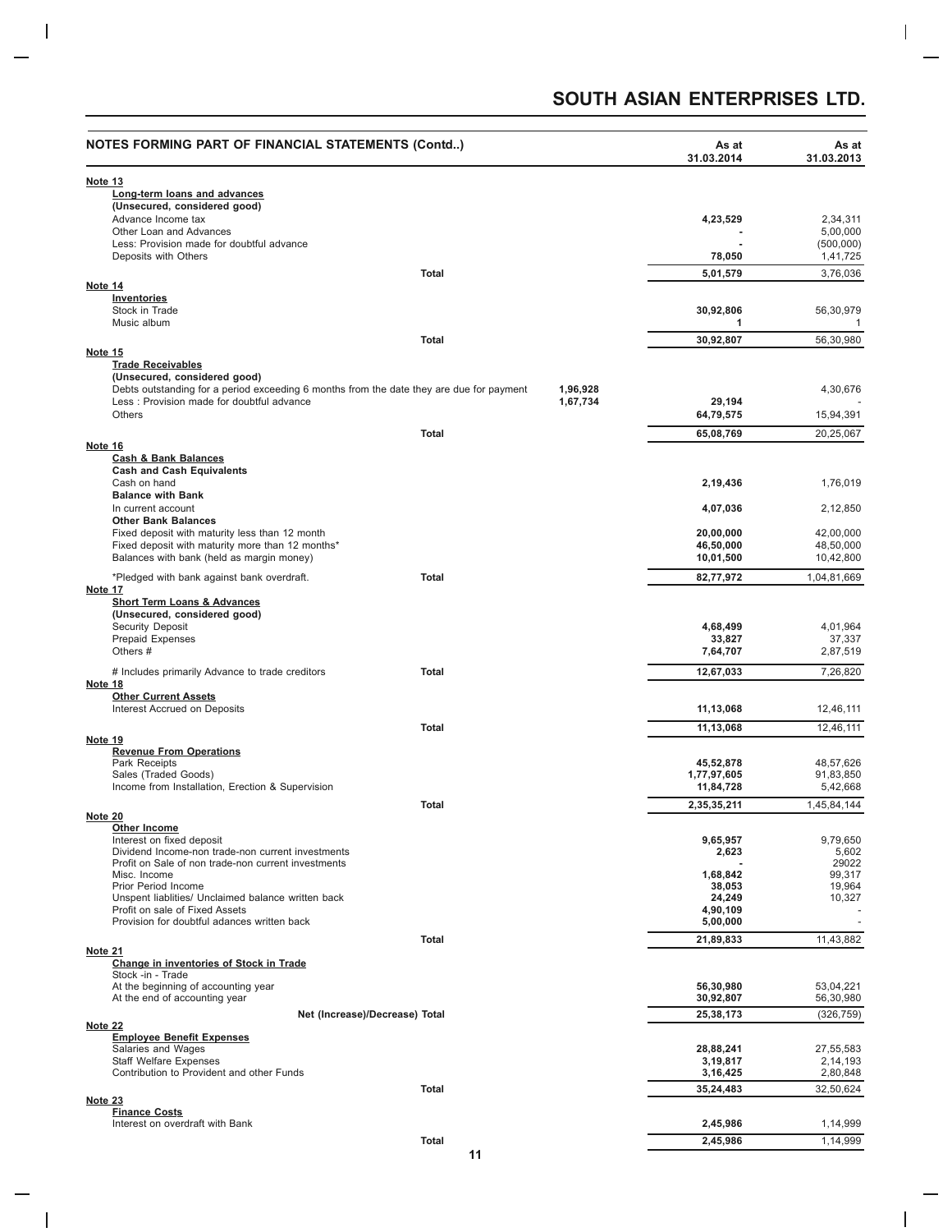## SOUTH ASIAN ENTERPRISES LTD.

### NOTES FORMING PART OF FINANCIAL STATEMENTS (Contd..)

| | | As at 31.03.2014 | As at 31.03.2013 |
|---|---|---|---|
| **Note 13** | | | |
| **Long-term loans and advances** | | | |
| **(Unsecured, considered good)** | | | |
| Advance Income tax | | **4,23,529** | 2,34,311 |
| Other Loan and Advances | | **-** | 5,00,000 |
| Less: Provision made for doubtful advance | | **-** | (500,000) |
| Deposits with Others | | **78,050** | 1,41,725 |
| **Total** | | **5,01,579** | 3,76,036 |
| **Note 14** | | | |
| **Inventories** | | | |
| Stock in Trade | | **30,92,806** | 56,30,979 |
| Music album | | **1** | 1 |
| **Total** | | **30,92,807** | 56,30,980 |
| **Note 15** | | | |
| **Trade Receivables** | | | |
| **(Unsecured, considered good)** | | | |
| Debts outstanding for a period exceeding 6 months from the date they are due for payment | **1,96,928** | | 4,30,676 |
| Less : Provision made for doubtful advance | **1,67,734** | **29,194** | - |
| Others | | **64,79,575** | 15,94,391 |
| **Total** | | **65,08,769** | 20,25,067 |
| **Note 16** | | | |
| **Cash & Bank Balances** | | | |
| **Cash and Cash Equivalents** | | | |
| Cash on hand | | **2,19,436** | 1,76,019 |
| **Balance with Bank** | | | |
| In current account | | **4,07,036** | 2,12,850 |
| **Other Bank Balances** | | | |
| Fixed deposit with maturity less than 12 month | | **20,00,000** | 42,00,000 |
| Fixed deposit with maturity more than 12 months* | | **46,50,000** | 48,50,000 |
| Balances with bank (held as margin money) | | **10,01,500** | 10,42,800 |
| *Pledged with bank against bank overdraft. **Total** | | **82,77,972** | 1,04,81,669 |
| **Note 17** | | | |
| **Short Term Loans & Advances** | | | |
| **(Unsecured, considered good)** | | | |
| Security Deposit | | **4,68,499** | 4,01,964 |
| Prepaid Expenses | | **33,827** | 37,337 |
| Others # | | **7,64,707** | 2,87,519 |
| # Includes primarily Advance to trade creditors **Total** | | **12,67,033** | 7,26,820 |
| **Note 18** | | | |
| **Other Current Assets** | | | |
| Interest Accrued on Deposits | | **11,13,068** | 12,46,111 |
| **Total** | | **11,13,068** | 12,46,111 |
| **Note 19** | | | |
| **Revenue From Operations** | | | |
| Park Receipts | | **45,52,878** | 48,57,626 |
| Sales (Traded Goods) | | **1,77,97,605** | 91,83,850 |
| Income from Installation, Erection & Supervision | | **11,84,728** | 5,42,668 |
| **Total** | | **2,35,35,211** | 1,45,84,144 |
| **Note 20** | | | |
| **Other Income** | | | |
| Interest on fixed deposit | | **9,65,957** | 9,79,650 |
| Dividend Income-non trade-non current investments | | **2,623** | 5,602 |
| Profit on Sale of non trade-non current investments | | **-** | 29022 |
| Misc. Income | | **1,68,842** | 99,317 |
| Prior Period Income | | **38,053** | 19,964 |
| Unspent liablities/ Unclaimed balance written back | | **24,249** | 10,327 |
| Profit on sale of Fixed Assets | | **4,90,109** | - |
| Provision for doubtful adances written back | | **5,00,000** | - |
| **Total** | | **21,89,833** | 11,43,882 |
| **Note 21** | | | |
| **Change in inventories of Stock in Trade** | | | |
| Stock -in - Trade | | | |
| At the beginning of accounting year | | **56,30,980** | 53,04,221 |
| At the end of accounting year | | **30,92,807** | 56,30,980 |
| **Net (Increase)/Decrease) Total** | | **25,38,173** | (326,759) |
| **Note 22** | | | |
| **Employee Benefit Expenses** | | | |
| Salaries and Wages | | **28,88,241** | 27,55,583 |
| Staff Welfare Expenses | | **3,19,817** | 2,14,193 |
| Contribution to Provident and other Funds | | **3,16,425** | 2,80,848 |
| **Total** | | **35,24,483** | 32,50,624 |
| **Note 23** | | | |
| **Finance Costs** | | | |
| Interest on overdraft with Bank | | **2,45,986** | 1,14,999 |
| **Total** | | **2,45,986** | 1,14,999 |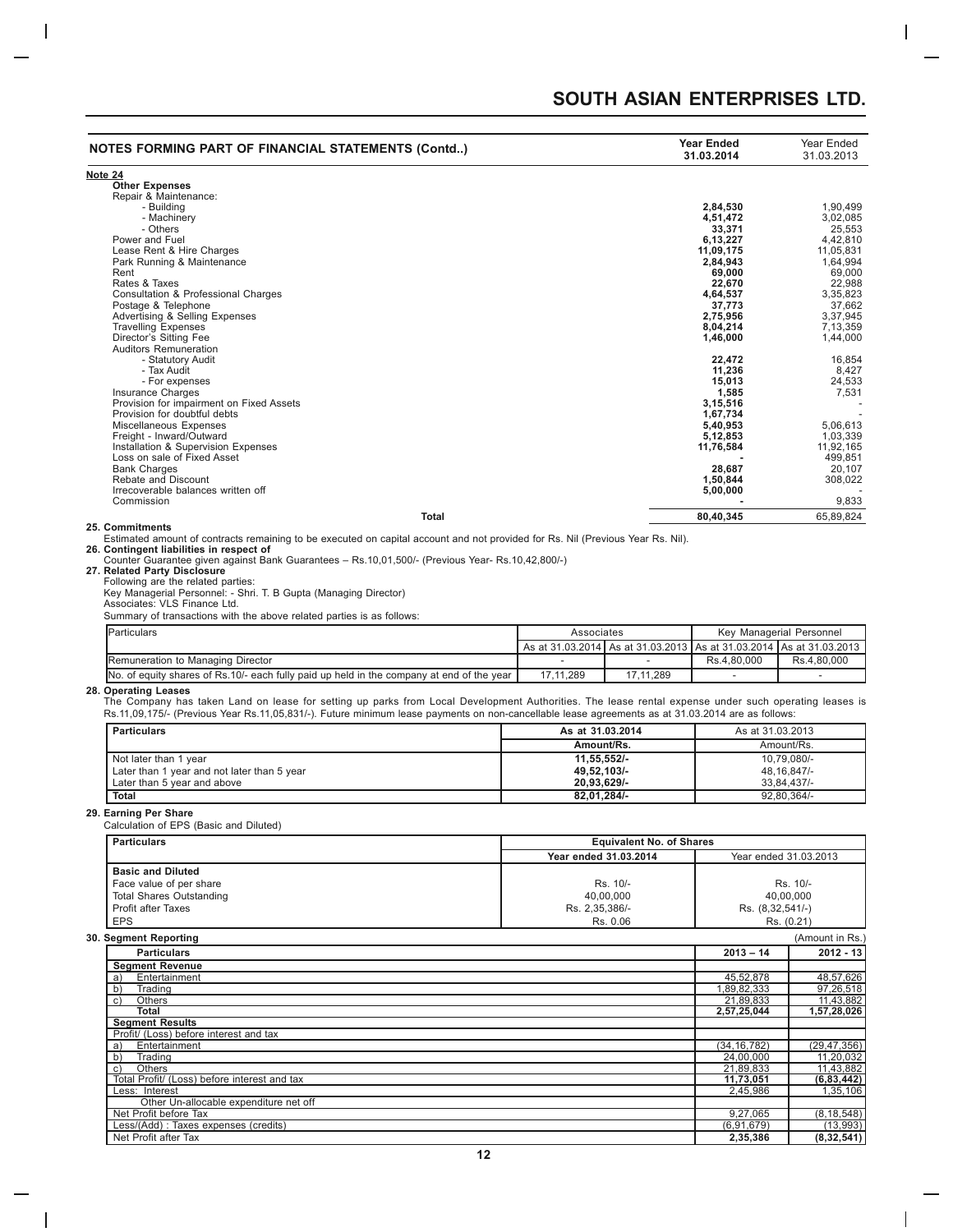## NOTES FORMING PART OF FINANCIAL STATEMENTS (Contd..)

| | Year Ended 31.03.2014 | Year Ended 31.03.2013 |
|---|---|---|
| **Note 24** | | |
| **Other Expenses** | | |
| Repair & Maintenance: | | |
| - Building | **2,84,530** | 1,90,499 |
| - Machinery | **4,51,472** | 3,02,085 |
| - Others | **33,371** | 25,553 |
| Power and Fuel | **6,13,227** | 4,42,810 |
| Lease Rent & Hire Charges | **11,09,175** | 11,05,831 |
| Park Running & Maintenance | **2,84,943** | 1,64,994 |
| Rent | **69,000** | 69,000 |
| Rates & Taxes | **22,670** | 22,988 |
| Consultation & Professional Charges | **4,64,537** | 3,35,823 |
| Postage & Telephone | **37,773** | 37,662 |
| Advertising & Selling Expenses | **2,75,956** | 3,37,945 |
| Travelling Expenses | **8,04,214** | 7,13,359 |
| Director's Sitting Fee | **1,46,000** | 1,44,000 |
| Auditors Remuneration | | |
| - Statutory Audit | **22,472** | 16,854 |
| - Tax Audit | **11,236** | 8,427 |
| - For expenses | **15,013** | 24,533 |
| Insurance Charges | **1,585** | 7,531 |
| Provision for impairment on Fixed Assets | **3,15,516** | - |
| Provision for doubtful debts | **1,67,734** | - |
| Miscellaneous Expenses | **5,40,953** | 5,06,613 |
| Freight - Inward/Outward | **5,12,853** | 1,03,339 |
| Installation & Supervision Expenses | **11,76,584** | 11,92,165 |
| Loss on sale of Fixed Asset | **-** | 499,851 |
| Bank Charges | **28,687** | 20,107 |
| Rebate and Discount | **1,50,844** | 308,022 |
| Irrecoverable balances written off | **5,00,000** | - |
| Commission | **-** | 9,833 |
| **Total** | **80,40,345** | 65,89,824 |

**25. Commitments**

Estimated amount of contracts remaining to be executed on capital account and not provided for Rs. Nil (Previous Year Rs. Nil).

**26. Contingent liabilities in respect of**

Counter Guarantee given against Bank Guarantees – Rs.10,01,500/- (Previous Year- Rs.10,42,800/-)

**27. Related Party Disclosure**

Following are the related parties:

Key Managerial Personnel: - Shri. T. B Gupta (Managing Director)

Associates: VLS Finance Ltd.

Summary of transactions with the above related parties is as follows:

| Particulars | Associates | | Key Managerial Personnel | |
|---|---|---|---|---|
| | As at 31.03.2014 | As at 31.03.2013 | As at 31.03.2014 | As at 31.03.2013 |
| Remuneration to Managing Director | - | - | Rs.4,80,000 | Rs.4,80,000 |
| No. of equity shares of Rs.10/- each fully paid up held in the company at end of the year | 17,11,289 | 17,11,289 | - | - |

**28. Operating Leases**

The Company has taken Land on lease for setting up parks from Local Development Authorities. The lease rental expense under such operating leases is Rs.11,09,175/- (Previous Year Rs.11,05,831/-). Future minimum lease payments on non-cancellable lease agreements as at 31.03.2014 are as follows:

| Particulars | As at 31.03.2014 | As at 31.03.2013 |
|---|---|---|
| | **Amount/Rs.** | Amount/Rs. |
| Not later than 1 year | **11,55,552/-** | 10,79,080/- |
| Later than 1 year and not later than 5 year | **49,52,103/-** | 48,16,847/- |
| Later than 5 year and above | **20,93,629/-** | 33,84,437/- |
| **Total** | **82,01,284/-** | 92,80,364/- |

**29. Earning Per Share**

Calculation of EPS (Basic and Diluted)

| Particulars | Equivalent No. of Shares | |
|---|---|---|
| | **Year ended 31.03.2014** | Year ended 31.03.2013 |
| **Basic and Diluted** | | |
| Face value of per share | Rs. 10/- | Rs. 10/- |
| Total Shares Outstanding | 40,00,000 | 40,00,000 |
| Profit after Taxes | Rs. 2,35,386/- | Rs. (8,32,541/-) |
| EPS | Rs. 0.06 | Rs. (0.21) |

**30. Segment Reporting** (Amount in Rs.)

| Particulars | 2013 – 14 | 2012 - 13 |
|---|---|---|
| **Segment Revenue** | | |
| a) Entertainment | 45,52,878 | 48,57,626 |
| b) Trading | 1,89,82,333 | 97,26,518 |
| c) Others | 21,89,833 | 11,43,882 |
| **Total** | **2,57,25,044** | **1,57,28,026** |
| **Segment Results** | | |
| Profit/ (Loss) before interest and tax | | |
| a) Entertainment | (34,16,782) | (29,47,356) |
| b) Trading | 24,00,000 | 11,20,032 |
| c) Others | 21,89,833 | 11,43,882 |
| Total Profit/ (Loss) before interest and tax | **11,73,051** | **(6,83,442)** |
| Less: Interest | 2,45,986 | 1,35,106 |
| Other Un-allocable expenditure net off | | |
| Net Profit before Tax | 9,27,065 | (8,18,548) |
| Less/(Add) : Taxes expenses (credits) | (6,91,679) | (13,993) |
| Net Profit after Tax | **2,35,386** | **(8,32,541)** |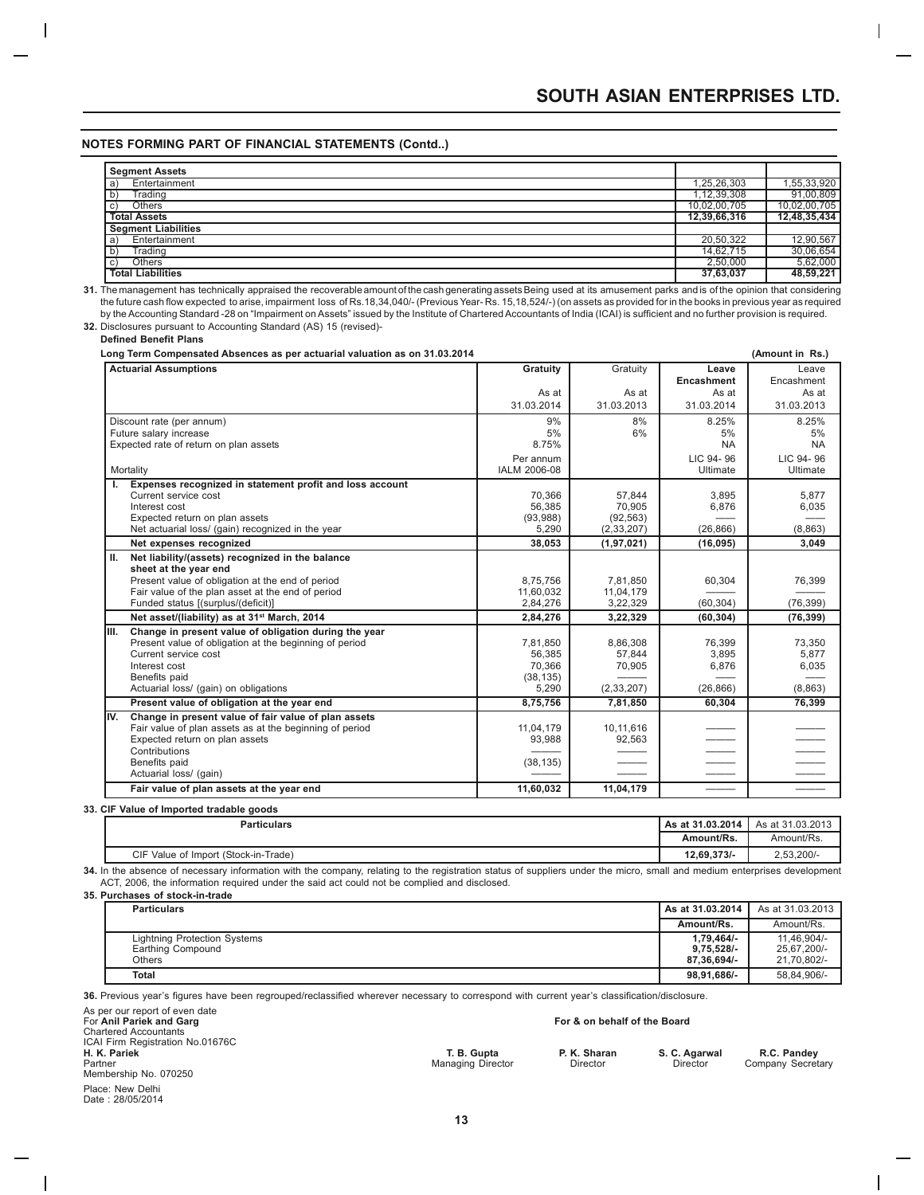## NOTES FORMING PART OF FINANCIAL STATEMENTS (Contd..)

| Segment Assets | | |
|---|---|---|
| a) Entertainment | 1,25,26,303 | 1,55,33,920 |
| b) Trading | 1,12,39,308 | 91,00,809 |
| c) Others | 10,02,00,705 | 10,02,00,705 |
| **Total Assets** | **12,39,66,316** | **12,48,35,434** |
| **Segment Liabilities** | | |
| a) Entertainment | 20,50,322 | 12,90,567 |
| b) Trading | 14,62,715 | 30,06,654 |
| c) Others | 2,50,000 | 5,62,000 |
| **Total Liabilities** | **37,63,037** | **48,59,221** |

**31.** The management has technically appraised the recoverable amount of the cash generating assets Being used at its amusement parks and is of the opinion that considering the future cash flow expected to arise, impairment loss of Rs.18,34,040/- (Previous Year- Rs. 15,18,524/-) (on assets as provided for in the books in previous year as required by the Accounting Standard -28 on "Impairment on Assets" issued by the Institute of Chartered Accountants of India (ICAI) is sufficient and no further provision is required.

**32.** Disclosures pursuant to Accounting Standard (AS) 15 (revised)-

**Defined Benefit Plans**

**Long Term Compensated Absences as per actuarial valuation as on 31.03.2014** **(Amount in Rs.)**

| Actuarial Assumptions | Gratuity As at 31.03.2014 | Gratuity As at 31.03.2013 | Leave Encashment As at 31.03.2014 | Leave Encashment As at 31.03.2013 |
|---|---|---|---|---|
| Discount rate (per annum) | 9% | 8% | 8.25% | 8.25% |
| Future salary increase | 5% | 6% | 5% | 5% |
| Expected rate of return on plan assets | 8.75% | | NA | NA |
| Mortality | Per annum IALM 2006-08 | | LIC 94- 96 Ultimate | LIC 94- 96 Ultimate |
| **I. Expenses recognized in statement profit and loss account** | | | | |
| Current service cost | 70,366 | 57,844 | 3,895 | 5,877 |
| Interest cost | 56,385 | 70,905 | 6,876 | 6,035 |
| Expected return on plan assets | (93,988) | (92,563) | —— | —— |
| Net actuarial loss/ (gain) recognized in the year | 5,290 | (2,33,207) | (26,866) | (8,863) |
| **Net expenses recognized** | **38,053** | **(1,97,021)** | **(16,095)** | **3,049** |
| **II. Net liability/(assets) recognized in the balance sheet at the year end** | | | | |
| Present value of obligation at the end of period | 8,75,756 | 7,81,850 | 60,304 | 76,399 |
| Fair value of the plan asset at the end of period | 11,60,032 | 11,04,179 | —— | —— |
| Funded status [(surplus/(deficit)] | 2,84,276 | 3,22,329 | (60,304) | (76,399) |
| **Net asset/(liability) as at 31st March, 2014** | **2,84,276** | **3,22,329** | **(60,304)** | **(76,399)** |
| **III. Change in present value of obligation during the year** | | | | |
| Present value of obligation at the beginning of period | 7,81,850 | 8,86,308 | 76,399 | 73,350 |
| Current service cost | 56,385 | 57,844 | 3,895 | 5,877 |
| Interest cost | 70,366 | 70,905 | 6,876 | 6,035 |
| Benefits paid | (38,135) | —— | —— | —— |
| Actuarial loss/ (gain) on obligations | 5,290 | (2,33,207) | (26,866) | (8,863) |
| **Present value of obligation at the year end** | **8,75,756** | **7,81,850** | **60,304** | **76,399** |
| **IV. Change in present value of fair value of plan assets** | | | | |
| Fair value of plan assets as at the beginning of period | 11,04,179 | 10,11,616 | —— | —— |
| Expected return on plan assets | 93,988 | 92,563 | —— | —— |
| Contributions | —— | —— | —— | —— |
| Benefits paid | (38,135) | —— | —— | —— |
| Actuarial loss/ (gain) | —— | —— | —— | —— |
| **Fair value of plan assets at the year end** | **11,60,032** | **11,04,179** | —— | —— |

**33. CIF Value of Imported tradable goods**

| Particulars | As at 31.03.2014 Amount/Rs. | As at 31.03.2013 Amount/Rs. |
|---|---|---|
| CIF Value of Import (Stock-in-Trade) | 12,69,373/- | 2,53,200/- |

**34.** In the absence of necessary information with the company, relating to the registration status of suppliers under the micro, small and medium enterprises development ACT, 2006, the information required under the said act could not be complied and disclosed.

**35. Purchases of stock-in-trade**

| Particulars | As at 31.03.2014 Amount/Rs. | As at 31.03.2013 Amount/Rs. |
|---|---|---|
| Lightning Protection Systems | 1,79,464/- | 11,46,904/- |
| Earthing Compound | 9,75,528/- | 25,67,200/- |
| Others | 87,36,694/- | 21,70,802/- |
| **Total** | **98,91,686/-** | 58,84,906/- |

**36.** Previous year's figures have been regrouped/reclassified wherever necessary to correspond with current year's classification/disclosure.

As per our report of even date
For **Anil Pariek and Garg**
Chartered Accountants
ICAI Firm Registration No.01676C
**H. K. Pariek**
Partner
Membership No. 070250

Place: New Delhi
Date : 28/05/2014

**For & on behalf of the Board**

| **T. B. Gupta** | **P. K. Sharan** | **S. C. Agarwal** | **R.C. Pandey** |
|---|---|---|---|
| Managing Director | Director | Director | Company Secretary |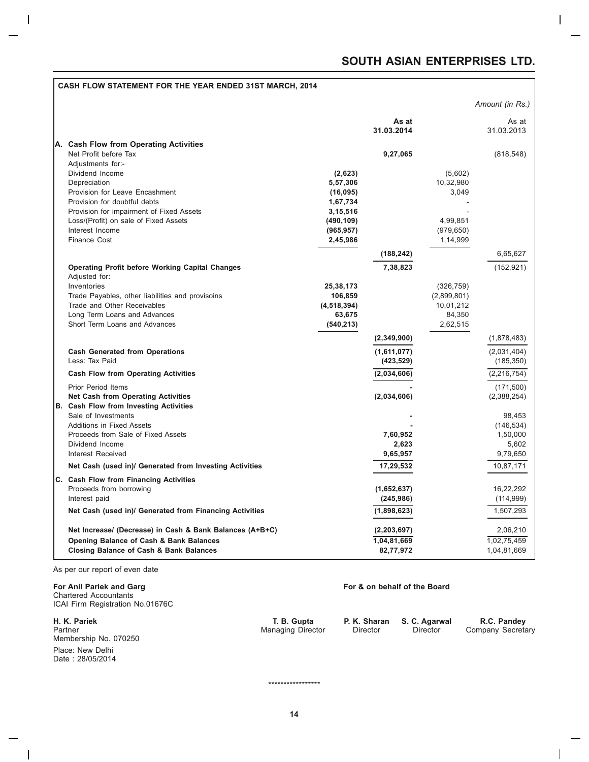## SOUTH ASIAN ENTERPRISES LTD.

### CASH FLOW STATEMENT FOR THE YEAR ENDED 31ST MARCH, 2014

*Amount (in Rs.)*

| | | As at 31.03.2014 | | As at 31.03.2013 |
|---|---|---|---|---|
| **A. Cash Flow from Operating Activities** | | | | |
| Net Profit before Tax | | **9,27,065** | | (818,548) |
| Adjustments for:- | | | | |
| Dividend Income | **(2,623)** | | (5,602) | |
| Depreciation | **5,57,306** | | 10,32,980 | |
| Provision for Leave Encashment | **(16,095)** | | 3,049 | |
| Provision for doubtful debts | **1,67,734** | | - | |
| Provision for impairment of Fixed Assets | **3,15,516** | | - | |
| Loss/(Profit) on sale of Fixed Assets | **(490,109)** | | 4,99,851 | |
| Interest Income | **(965,957)** | | (979,650) | |
| Finance Cost | **2,45,986** | | 1,14,999 | |
| | | **(188,242)** | | 6,65,627 |
| **Operating Profit before Working Capital Changes** | | **7,38,823** | | (152,921) |
| Adjusted for: | | | | |
| Inventories | **25,38,173** | | (326,759) | |
| Trade Payables, other liabilities and provisoins | **106,859** | | (2,899,801) | |
| Trade and Other Receivables | **(4,518,394)** | | 10,01,212 | |
| Long Term Loans and Advances | **63,675** | | 84,350 | |
| Short Term Loans and Advances | **(540,213)** | | 2,62,515 | |
| | | **(2,349,900)** | | (1,878,483) |
| **Cash Generated from Operations** | | **(1,611,077)** | | (2,031,404) |
| Less: Tax Paid | | **(423,529)** | | (185,350) |
| **Cash Flow from Operating Activities** | | **(2,034,606)** | | (2,216,754) |
| Prior Period Items | | **-** | | (171,500) |
| **Net Cash from Operating Activities** | | **(2,034,606)** | | (2,388,254) |
| **B. Cash Flow from Investing Activities** | | | | |
| Sale of Investments | | **-** | | 98,453 |
| Additions in Fixed Assets | | **-** | | (146,534) |
| Proceeds from Sale of Fixed Assets | | **7,60,952** | | 1,50,000 |
| Dividend Income | | **2,623** | | 5,602 |
| Interest Received | | **9,65,957** | | 9,79,650 |
| **Net Cash (used in)/ Generated from Investing Activities** | | **17,29,532** | | 10,87,171 |
| **C. Cash Flow from Financing Activities** | | | | |
| Proceeds from borrowing | | **(1,652,637)** | | 16,22,292 |
| Interest paid | | **(245,986)** | | (114,999) |
| **Net Cash (used in)/ Generated from Financing Activities** | | **(1,898,623)** | | 1,507,293 |
| **Net Increase/ (Decrease) in Cash & Bank Balances (A+B+C)** | | **(2,203,697)** | | 2,06,210 |
| **Opening Balance of Cash & Bank Balances** | | **1,04,81,669** | | 1,02,75,459 |
| **Closing Balance of Cash & Bank Balances** | | **82,77,972** | | 1,04,81,669 |

As per our report of even date

**For Anil Pariek and Garg**
Chartered Accountants
ICAI Firm Registration No.01676C

**For & on behalf of the Board**

**H. K. Pariek**
Partner
Membership No. 070250

**T. B. Gupta** — Managing Director
**P. K. Sharan** — Director
**S. C. Agarwal** — Director
**R.C. Pandey** — Company Secretary

Place: New Delhi
Date : 28/05/2014

\*\*\*\*\*\*\*\*\*\*\*\*\*\*\*\*\*